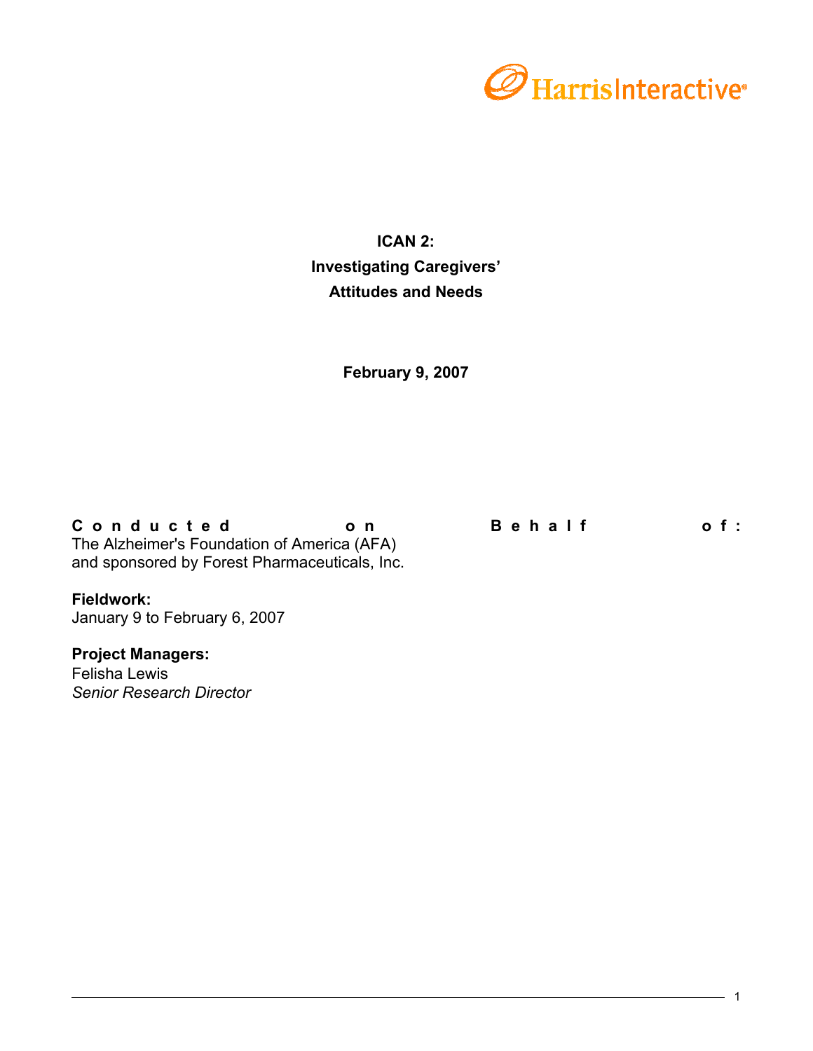Harris Interactive

# ICAN 2:
# Investigating Caregivers' Attitudes and Needs

**February 9, 2007**

**Conducted on Behalf of:**
The Alzheimer's Foundation of America (AFA)
and sponsored by Forest Pharmaceuticals, Inc.

**Fieldwork:**
January 9 to February 6, 2007

**Project Managers:**
Felisha Lewis
*Senior Research Director*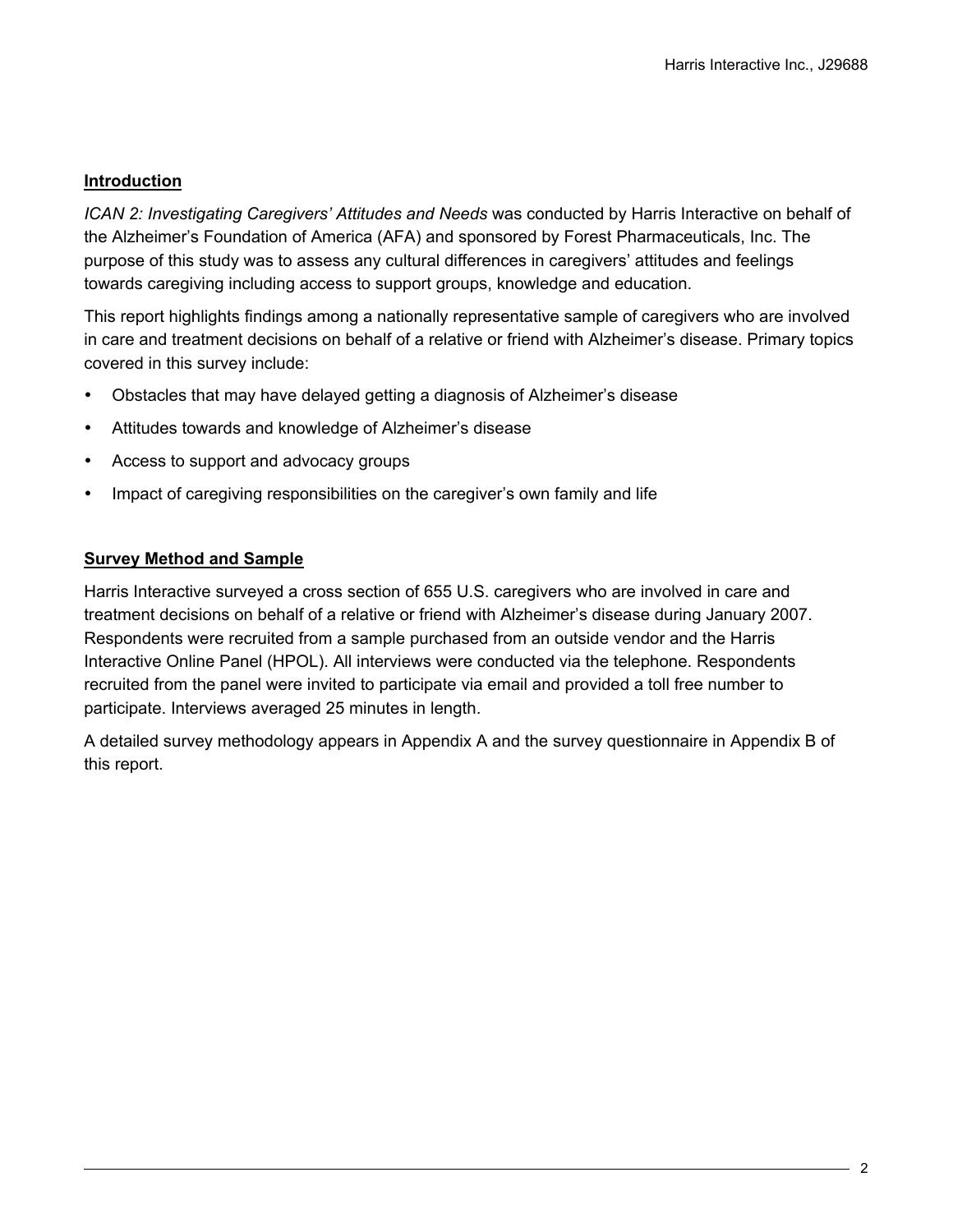## Introduction

*ICAN 2: Investigating Caregivers' Attitudes and Needs* was conducted by Harris Interactive on behalf of the Alzheimer's Foundation of America (AFA) and sponsored by Forest Pharmaceuticals, Inc. The purpose of this study was to assess any cultural differences in caregivers' attitudes and feelings towards caregiving including access to support groups, knowledge and education.

This report highlights findings among a nationally representative sample of caregivers who are involved in care and treatment decisions on behalf of a relative or friend with Alzheimer's disease. Primary topics covered in this survey include:

- Obstacles that may have delayed getting a diagnosis of Alzheimer's disease
- Attitudes towards and knowledge of Alzheimer's disease
- Access to support and advocacy groups
- Impact of caregiving responsibilities on the caregiver's own family and life

## Survey Method and Sample

Harris Interactive surveyed a cross section of 655 U.S. caregivers who are involved in care and treatment decisions on behalf of a relative or friend with Alzheimer's disease during January 2007. Respondents were recruited from a sample purchased from an outside vendor and the Harris Interactive Online Panel (HPOL). All interviews were conducted via the telephone. Respondents recruited from the panel were invited to participate via email and provided a toll free number to participate. Interviews averaged 25 minutes in length.

A detailed survey methodology appears in Appendix A and the survey questionnaire in Appendix B of this report.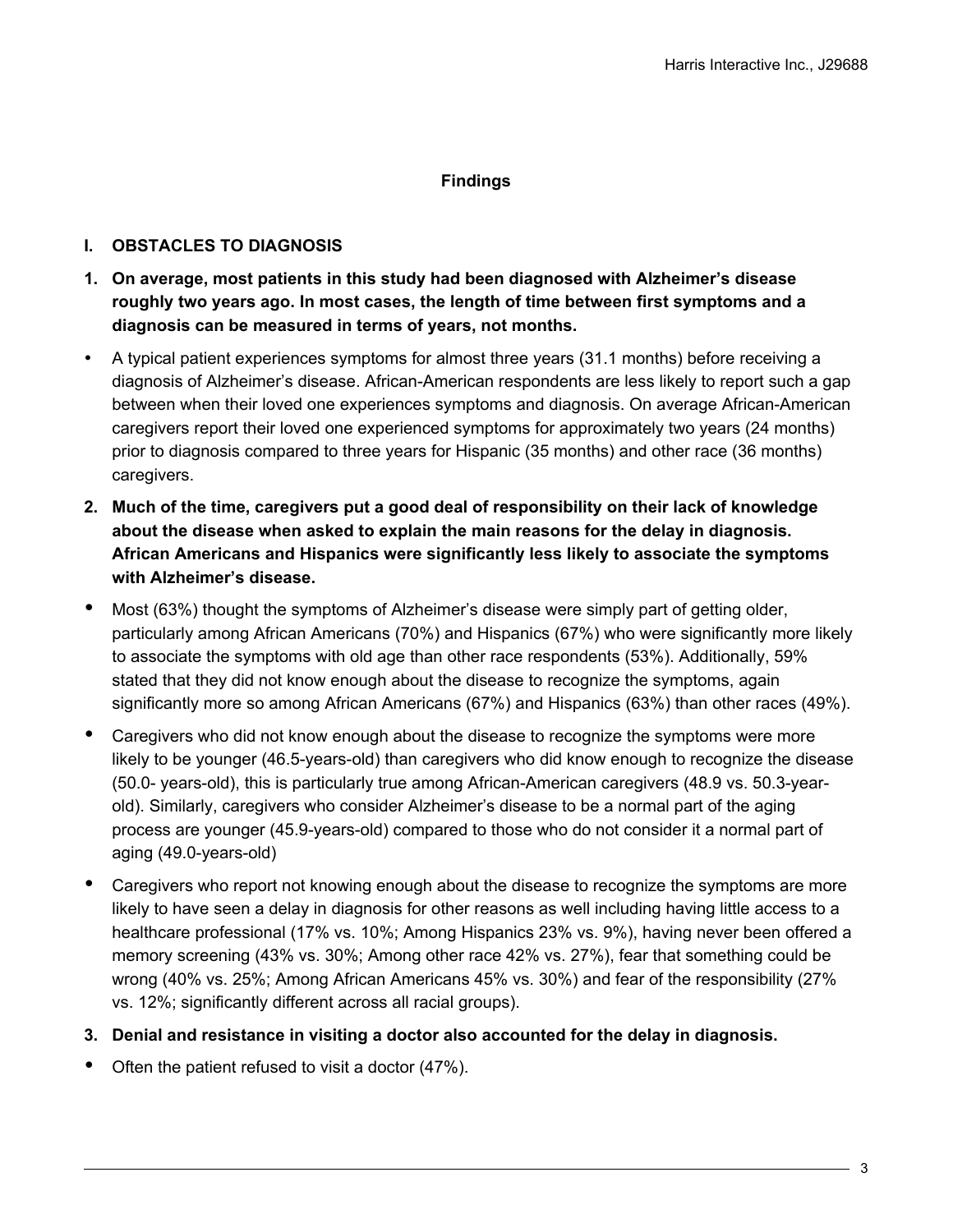## Findings

### I. OBSTACLES TO DIAGNOSIS

**1. On average, most patients in this study had been diagnosed with Alzheimer's disease roughly two years ago. In most cases, the length of time between first symptoms and a diagnosis can be measured in terms of years, not months.**

- A typical patient experiences symptoms for almost three years (31.1 months) before receiving a diagnosis of Alzheimer's disease. African-American respondents are less likely to report such a gap between when their loved one experiences symptoms and diagnosis. On average African-American caregivers report their loved one experienced symptoms for approximately two years (24 months) prior to diagnosis compared to three years for Hispanic (35 months) and other race (36 months) caregivers.

**2. Much of the time, caregivers put a good deal of responsibility on their lack of knowledge about the disease when asked to explain the main reasons for the delay in diagnosis. African Americans and Hispanics were significantly less likely to associate the symptoms with Alzheimer's disease.**

- Most (63%) thought the symptoms of Alzheimer's disease were simply part of getting older, particularly among African Americans (70%) and Hispanics (67%) who were significantly more likely to associate the symptoms with old age than other race respondents (53%). Additionally, 59% stated that they did not know enough about the disease to recognize the symptoms, again significantly more so among African Americans (67%) and Hispanics (63%) than other races (49%).
- Caregivers who did not know enough about the disease to recognize the symptoms were more likely to be younger (46.5-years-old) than caregivers who did know enough to recognize the disease (50.0- years-old), this is particularly true among African-American caregivers (48.9 vs. 50.3-year-old). Similarly, caregivers who consider Alzheimer's disease to be a normal part of the aging process are younger (45.9-years-old) compared to those who do not consider it a normal part of aging (49.0-years-old)
- Caregivers who report not knowing enough about the disease to recognize the symptoms are more likely to have seen a delay in diagnosis for other reasons as well including having little access to a healthcare professional (17% vs. 10%; Among Hispanics 23% vs. 9%), having never been offered a memory screening (43% vs. 30%; Among other race 42% vs. 27%), fear that something could be wrong (40% vs. 25%; Among African Americans 45% vs. 30%) and fear of the responsibility (27% vs. 12%; significantly different across all racial groups).

**3. Denial and resistance in visiting a doctor also accounted for the delay in diagnosis.**

- Often the patient refused to visit a doctor (47%).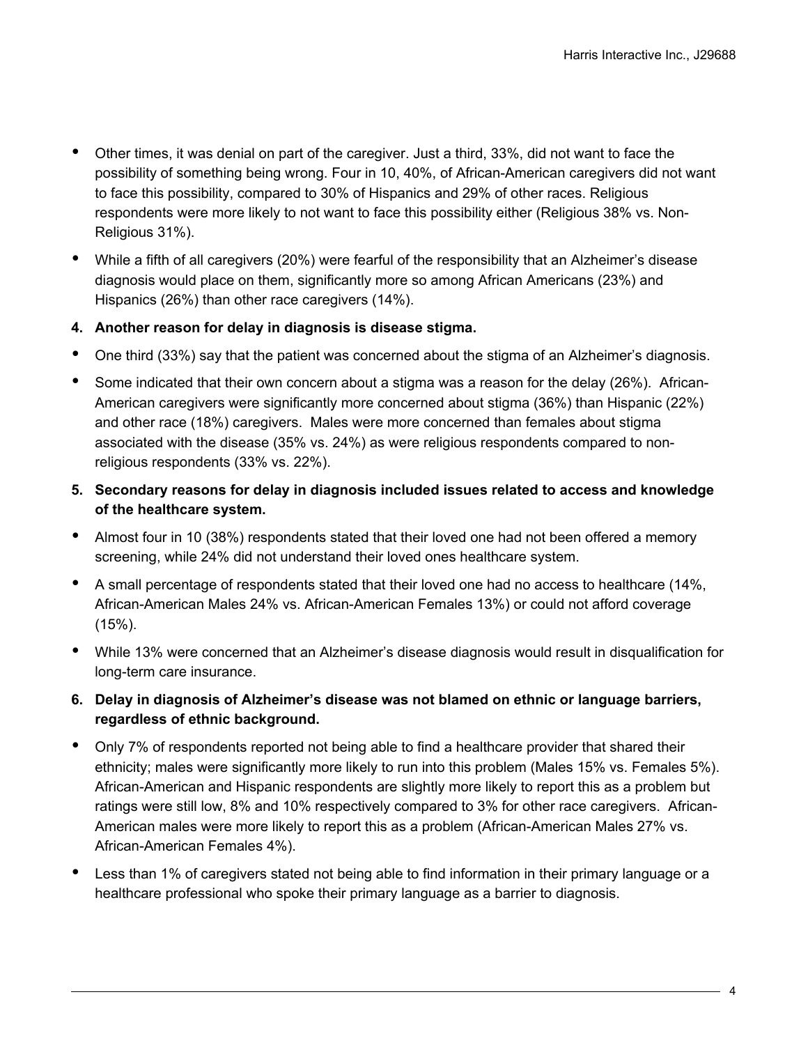- Other times, it was denial on part of the caregiver. Just a third, 33%, did not want to face the possibility of something being wrong. Four in 10, 40%, of African-American caregivers did not want to face this possibility, compared to 30% of Hispanics and 29% of other races. Religious respondents were more likely to not want to face this possibility either (Religious 38% vs. Non-Religious 31%).
- While a fifth of all caregivers (20%) were fearful of the responsibility that an Alzheimer's disease diagnosis would place on them, significantly more so among African Americans (23%) and Hispanics (26%) than other race caregivers (14%).

**4. Another reason for delay in diagnosis is disease stigma.**

- One third (33%) say that the patient was concerned about the stigma of an Alzheimer's diagnosis.
- Some indicated that their own concern about a stigma was a reason for the delay (26%). African-American caregivers were significantly more concerned about stigma (36%) than Hispanic (22%) and other race (18%) caregivers. Males were more concerned than females about stigma associated with the disease (35% vs. 24%) as were religious respondents compared to non-religious respondents (33% vs. 22%).

**5. Secondary reasons for delay in diagnosis included issues related to access and knowledge of the healthcare system.**

- Almost four in 10 (38%) respondents stated that their loved one had not been offered a memory screening, while 24% did not understand their loved ones healthcare system.
- A small percentage of respondents stated that their loved one had no access to healthcare (14%, African-American Males 24% vs. African-American Females 13%) or could not afford coverage (15%).
- While 13% were concerned that an Alzheimer's disease diagnosis would result in disqualification for long-term care insurance.

**6. Delay in diagnosis of Alzheimer's disease was not blamed on ethnic or language barriers, regardless of ethnic background.**

- Only 7% of respondents reported not being able to find a healthcare provider that shared their ethnicity; males were significantly more likely to run into this problem (Males 15% vs. Females 5%). African-American and Hispanic respondents are slightly more likely to report this as a problem but ratings were still low, 8% and 10% respectively compared to 3% for other race caregivers. African-American males were more likely to report this as a problem (African-American Males 27% vs. African-American Females 4%).
- Less than 1% of caregivers stated not being able to find information in their primary language or a healthcare professional who spoke their primary language as a barrier to diagnosis.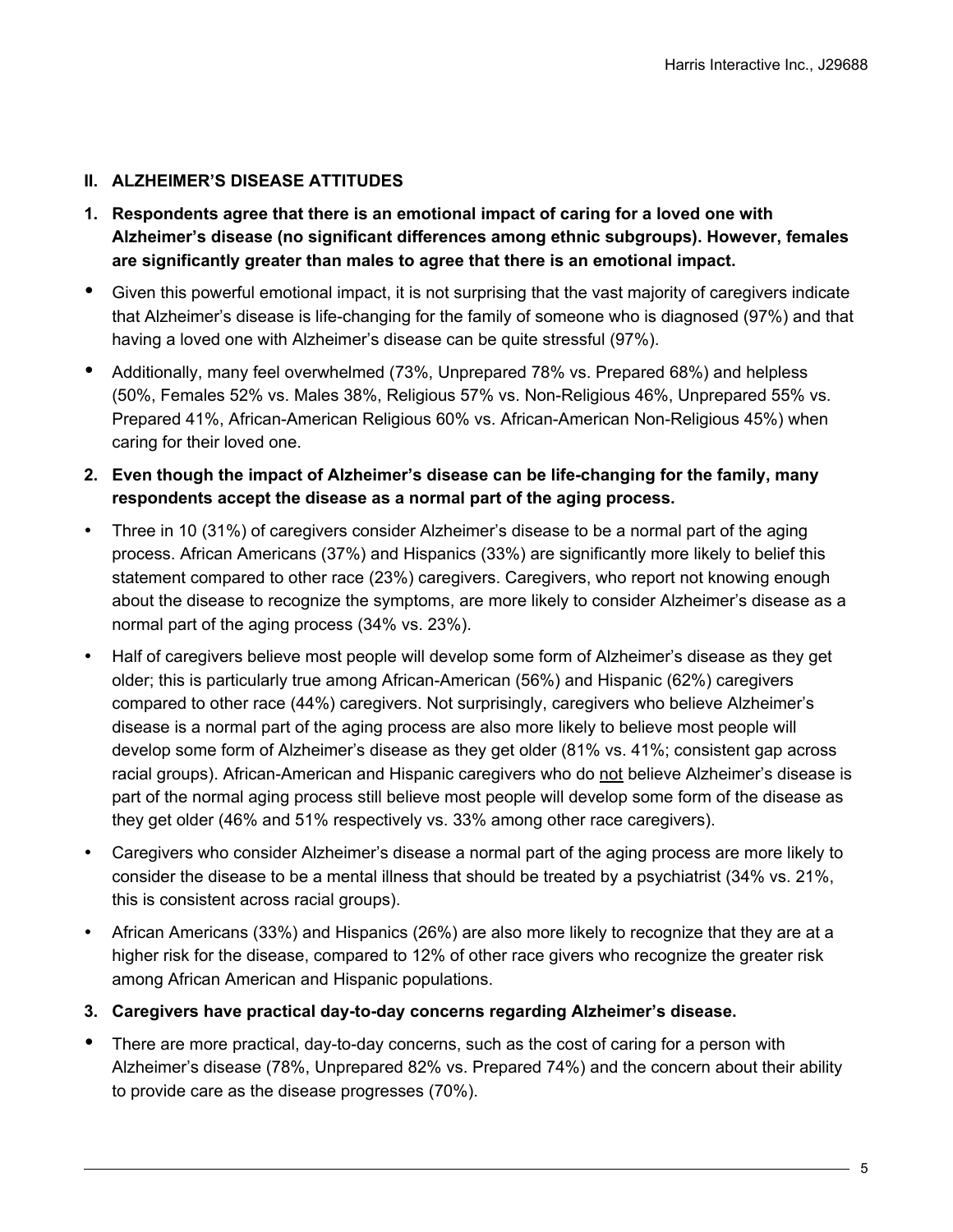## II. ALZHEIMER'S DISEASE ATTITUDES

**1. Respondents agree that there is an emotional impact of caring for a loved one with Alzheimer's disease (no significant differences among ethnic subgroups). However, females are significantly greater than males to agree that there is an emotional impact.**

- Given this powerful emotional impact, it is not surprising that the vast majority of caregivers indicate that Alzheimer's disease is life-changing for the family of someone who is diagnosed (97%) and that having a loved one with Alzheimer's disease can be quite stressful (97%).
- Additionally, many feel overwhelmed (73%, Unprepared 78% vs. Prepared 68%) and helpless (50%, Females 52% vs. Males 38%, Religious 57% vs. Non-Religious 46%, Unprepared 55% vs. Prepared 41%, African-American Religious 60% vs. African-American Non-Religious 45%) when caring for their loved one.

**2. Even though the impact of Alzheimer's disease can be life-changing for the family, many respondents accept the disease as a normal part of the aging process.**

- Three in 10 (31%) of caregivers consider Alzheimer's disease to be a normal part of the aging process. African Americans (37%) and Hispanics (33%) are significantly more likely to belief this statement compared to other race (23%) caregivers. Caregivers, who report not knowing enough about the disease to recognize the symptoms, are more likely to consider Alzheimer's disease as a normal part of the aging process (34% vs. 23%).
- Half of caregivers believe most people will develop some form of Alzheimer's disease as they get older; this is particularly true among African-American (56%) and Hispanic (62%) caregivers compared to other race (44%) caregivers. Not surprisingly, caregivers who believe Alzheimer's disease is a normal part of the aging process are also more likely to believe most people will develop some form of Alzheimer's disease as they get older (81% vs. 41%; consistent gap across racial groups). African-American and Hispanic caregivers who do <u>not</u> believe Alzheimer's disease is part of the normal aging process still believe most people will develop some form of the disease as they get older (46% and 51% respectively vs. 33% among other race caregivers).
- Caregivers who consider Alzheimer's disease a normal part of the aging process are more likely to consider the disease to be a mental illness that should be treated by a psychiatrist (34% vs. 21%, this is consistent across racial groups).
- African Americans (33%) and Hispanics (26%) are also more likely to recognize that they are at a higher risk for the disease, compared to 12% of other race givers who recognize the greater risk among African American and Hispanic populations.

**3. Caregivers have practical day-to-day concerns regarding Alzheimer's disease.**

- There are more practical, day-to-day concerns, such as the cost of caring for a person with Alzheimer's disease (78%, Unprepared 82% vs. Prepared 74%) and the concern about their ability to provide care as the disease progresses (70%).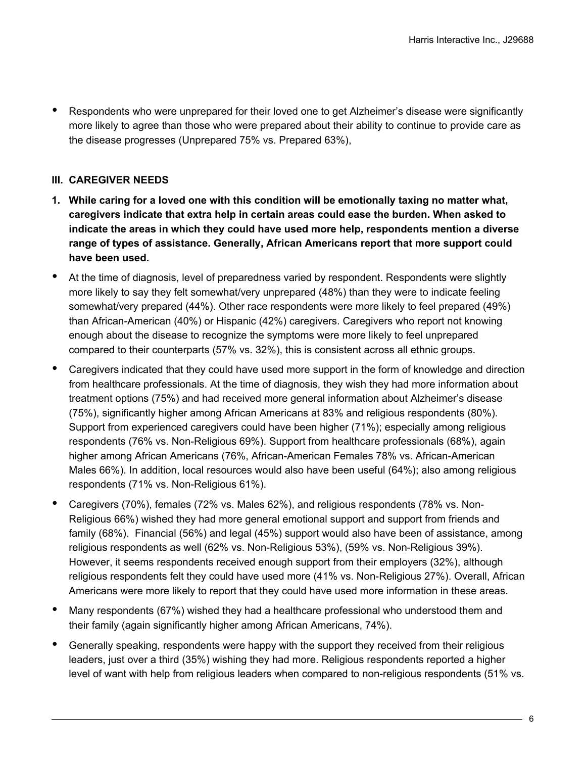- Respondents who were unprepared for their loved one to get Alzheimer's disease were significantly more likely to agree than those who were prepared about their ability to continue to provide care as the disease progresses (Unprepared 75% vs. Prepared 63%),

### III. CAREGIVER NEEDS

**1. While caring for a loved one with this condition will be emotionally taxing no matter what, caregivers indicate that extra help in certain areas could ease the burden. When asked to indicate the areas in which they could have used more help, respondents mention a diverse range of types of assistance. Generally, African Americans report that more support could have been used.**

- At the time of diagnosis, level of preparedness varied by respondent. Respondents were slightly more likely to say they felt somewhat/very unprepared (48%) than they were to indicate feeling somewhat/very prepared (44%). Other race respondents were more likely to feel prepared (49%) than African-American (40%) or Hispanic (42%) caregivers. Caregivers who report not knowing enough about the disease to recognize the symptoms were more likely to feel unprepared compared to their counterparts (57% vs. 32%), this is consistent across all ethnic groups.
- Caregivers indicated that they could have used more support in the form of knowledge and direction from healthcare professionals. At the time of diagnosis, they wish they had more information about treatment options (75%) and had received more general information about Alzheimer's disease (75%), significantly higher among African Americans at 83% and religious respondents (80%). Support from experienced caregivers could have been higher (71%); especially among religious respondents (76% vs. Non-Religious 69%). Support from healthcare professionals (68%), again higher among African Americans (76%, African-American Females 78% vs. African-American Males 66%). In addition, local resources would also have been useful (64%); also among religious respondents (71% vs. Non-Religious 61%).
- Caregivers (70%), females (72% vs. Males 62%), and religious respondents (78% vs. Non-Religious 66%) wished they had more general emotional support and support from friends and family (68%). Financial (56%) and legal (45%) support would also have been of assistance, among religious respondents as well (62% vs. Non-Religious 53%), (59% vs. Non-Religious 39%). However, it seems respondents received enough support from their employers (32%), although religious respondents felt they could have used more (41% vs. Non-Religious 27%). Overall, African Americans were more likely to report that they could have used more information in these areas.
- Many respondents (67%) wished they had a healthcare professional who understood them and their family (again significantly higher among African Americans, 74%).
- Generally speaking, respondents were happy with the support they received from their religious leaders, just over a third (35%) wishing they had more. Religious respondents reported a higher level of want with help from religious leaders when compared to non-religious respondents (51% vs.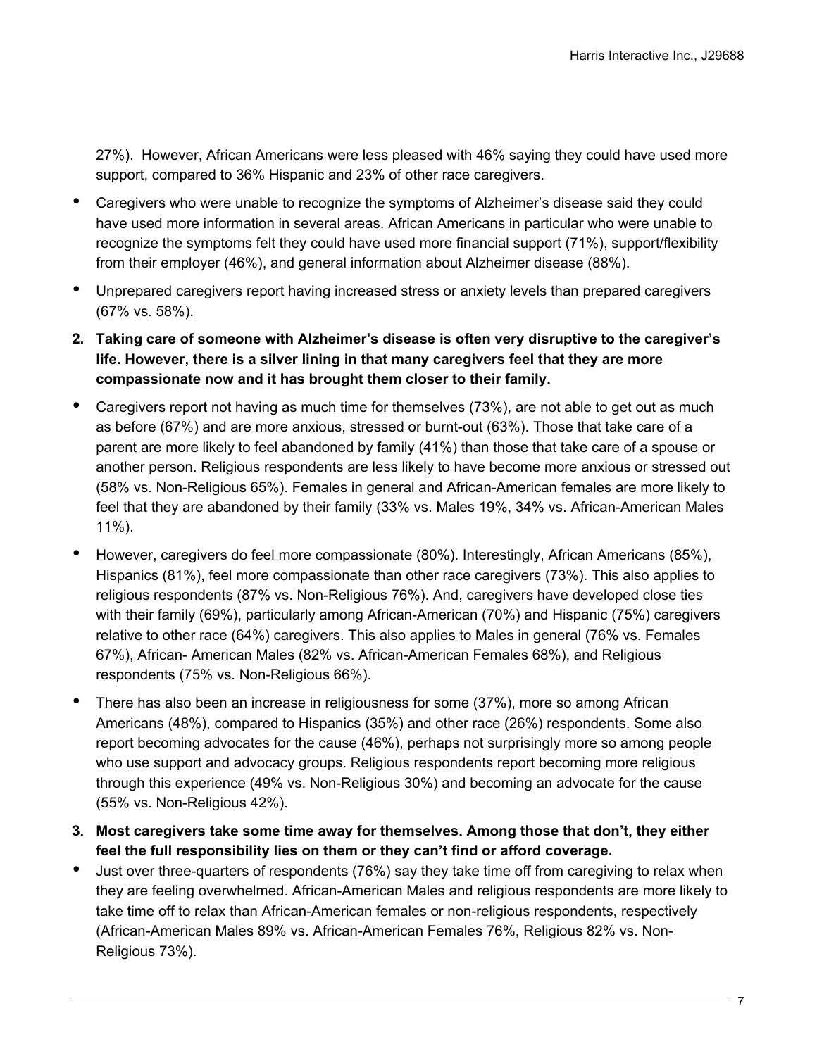27%). However, African Americans were less pleased with 46% saying they could have used more support, compared to 36% Hispanic and 23% of other race caregivers.

- Caregivers who were unable to recognize the symptoms of Alzheimer's disease said they could have used more information in several areas. African Americans in particular who were unable to recognize the symptoms felt they could have used more financial support (71%), support/flexibility from their employer (46%), and general information about Alzheimer disease (88%).
- Unprepared caregivers report having increased stress or anxiety levels than prepared caregivers (67% vs. 58%).

2. **Taking care of someone with Alzheimer's disease is often very disruptive to the caregiver's life. However, there is a silver lining in that many caregivers feel that they are more compassionate now and it has brought them closer to their family.**

- Caregivers report not having as much time for themselves (73%), are not able to get out as much as before (67%) and are more anxious, stressed or burnt-out (63%). Those that take care of a parent are more likely to feel abandoned by family (41%) than those that take care of a spouse or another person. Religious respondents are less likely to have become more anxious or stressed out (58% vs. Non-Religious 65%). Females in general and African-American females are more likely to feel that they are abandoned by their family (33% vs. Males 19%, 34% vs. African-American Males 11%).
- However, caregivers do feel more compassionate (80%). Interestingly, African Americans (85%), Hispanics (81%), feel more compassionate than other race caregivers (73%). This also applies to religious respondents (87% vs. Non-Religious 76%). And, caregivers have developed close ties with their family (69%), particularly among African-American (70%) and Hispanic (75%) caregivers relative to other race (64%) caregivers. This also applies to Males in general (76% vs. Females 67%), African- American Males (82% vs. African-American Females 68%), and Religious respondents (75% vs. Non-Religious 66%).
- There has also been an increase in religiousness for some (37%), more so among African Americans (48%), compared to Hispanics (35%) and other race (26%) respondents. Some also report becoming advocates for the cause (46%), perhaps not surprisingly more so among people who use support and advocacy groups. Religious respondents report becoming more religious through this experience (49% vs. Non-Religious 30%) and becoming an advocate for the cause (55% vs. Non-Religious 42%).

3. **Most caregivers take some time away for themselves. Among those that don't, they either feel the full responsibility lies on them or they can't find or afford coverage.**

- Just over three-quarters of respondents (76%) say they take time off from caregiving to relax when they are feeling overwhelmed. African-American Males and religious respondents are more likely to take time off to relax than African-American females or non-religious respondents, respectively (African-American Males 89% vs. African-American Females 76%, Religious 82% vs. Non-Religious 73%).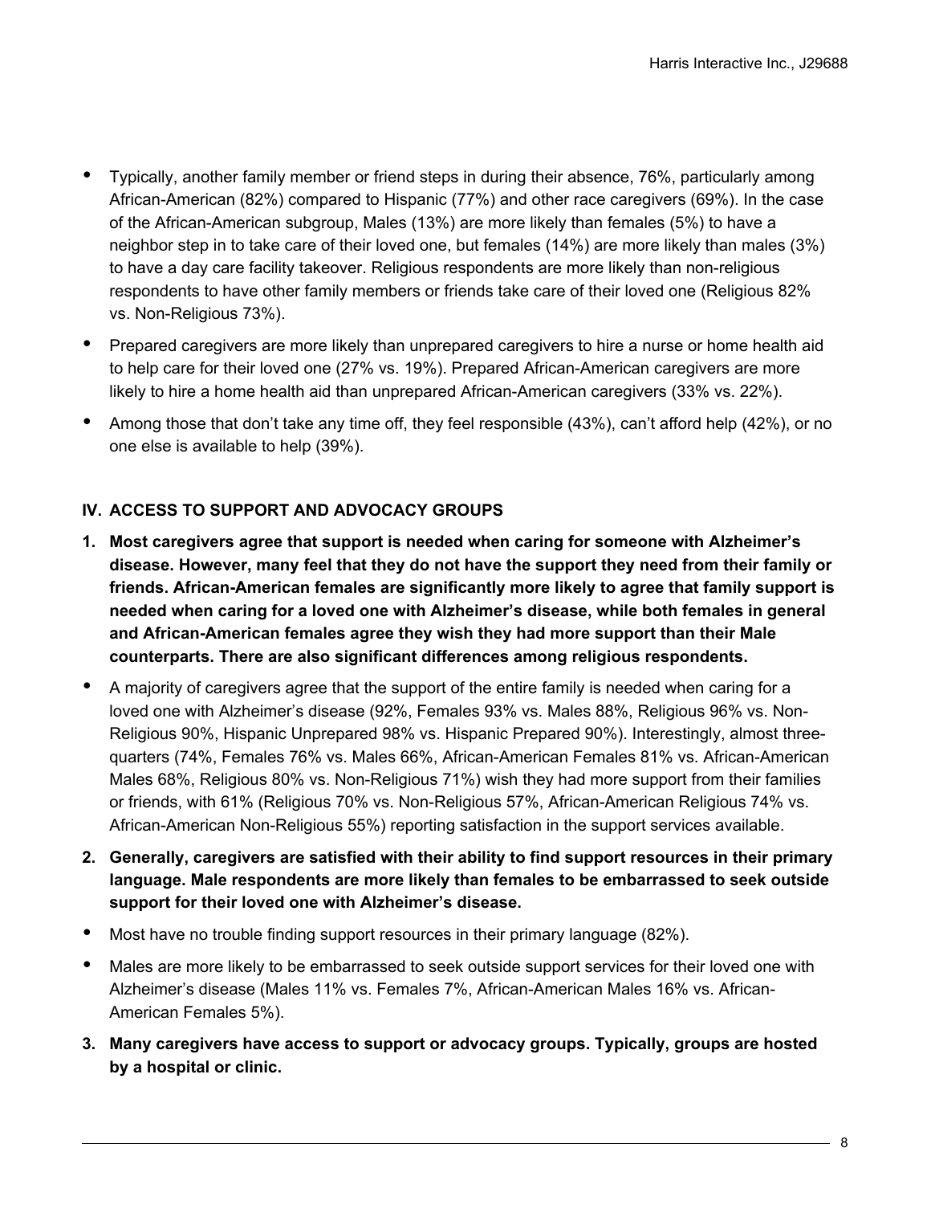- Typically, another family member or friend steps in during their absence, 76%, particularly among African-American (82%) compared to Hispanic (77%) and other race caregivers (69%). In the case of the African-American subgroup, Males (13%) are more likely than females (5%) to have a neighbor step in to take care of their loved one, but females (14%) are more likely than males (3%) to have a day care facility takeover. Religious respondents are more likely than non-religious respondents to have other family members or friends take care of their loved one (Religious 82% vs. Non-Religious 73%).
- Prepared caregivers are more likely than unprepared caregivers to hire a nurse or home health aid to help care for their loved one (27% vs. 19%). Prepared African-American caregivers are more likely to hire a home health aid than unprepared African-American caregivers (33% vs. 22%).
- Among those that don't take any time off, they feel responsible (43%), can't afford help (42%), or no one else is available to help (39%).

## IV. ACCESS TO SUPPORT AND ADVOCACY GROUPS

**1. Most caregivers agree that support is needed when caring for someone with Alzheimer's disease. However, many feel that they do not have the support they need from their family or friends. African-American females are significantly more likely to agree that family support is needed when caring for a loved one with Alzheimer's disease, while both females in general and African-American females agree they wish they had more support than their Male counterparts. There are also significant differences among religious respondents.**

- A majority of caregivers agree that the support of the entire family is needed when caring for a loved one with Alzheimer's disease (92%, Females 93% vs. Males 88%, Religious 96% vs. Non-Religious 90%, Hispanic Unprepared 98% vs. Hispanic Prepared 90%). Interestingly, almost three-quarters (74%, Females 76% vs. Males 66%, African-American Females 81% vs. African-American Males 68%, Religious 80% vs. Non-Religious 71%) wish they had more support from their families or friends, with 61% (Religious 70% vs. Non-Religious 57%, African-American Religious 74% vs. African-American Non-Religious 55%) reporting satisfaction in the support services available.

**2. Generally, caregivers are satisfied with their ability to find support resources in their primary language. Male respondents are more likely than females to be embarrassed to seek outside support for their loved one with Alzheimer's disease.**

- Most have no trouble finding support resources in their primary language (82%).
- Males are more likely to be embarrassed to seek outside support services for their loved one with Alzheimer's disease (Males 11% vs. Females 7%, African-American Males 16% vs. African-American Females 5%).

**3. Many caregivers have access to support or advocacy groups. Typically, groups are hosted by a hospital or clinic.**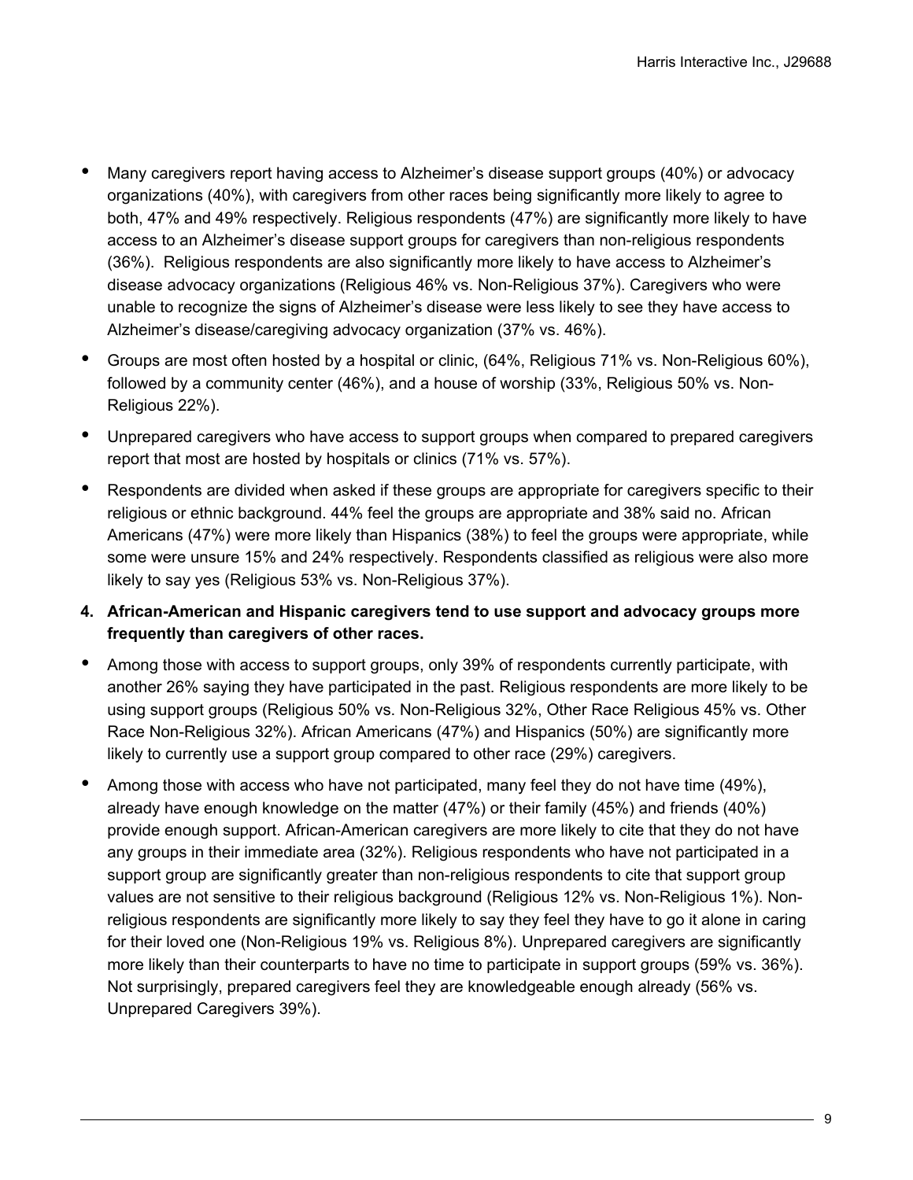- Many caregivers report having access to Alzheimer's disease support groups (40%) or advocacy organizations (40%), with caregivers from other races being significantly more likely to agree to both, 47% and 49% respectively. Religious respondents (47%) are significantly more likely to have access to an Alzheimer's disease support groups for caregivers than non-religious respondents (36%). Religious respondents are also significantly more likely to have access to Alzheimer's disease advocacy organizations (Religious 46% vs. Non-Religious 37%). Caregivers who were unable to recognize the signs of Alzheimer's disease were less likely to see they have access to Alzheimer's disease/caregiving advocacy organization (37% vs. 46%).
- Groups are most often hosted by a hospital or clinic, (64%, Religious 71% vs. Non-Religious 60%), followed by a community center (46%), and a house of worship (33%, Religious 50% vs. Non-Religious 22%).
- Unprepared caregivers who have access to support groups when compared to prepared caregivers report that most are hosted by hospitals or clinics (71% vs. 57%).
- Respondents are divided when asked if these groups are appropriate for caregivers specific to their religious or ethnic background. 44% feel the groups are appropriate and 38% said no. African Americans (47%) were more likely than Hispanics (38%) to feel the groups were appropriate, while some were unsure 15% and 24% respectively. Respondents classified as religious were also more likely to say yes (Religious 53% vs. Non-Religious 37%).

**4. African-American and Hispanic caregivers tend to use support and advocacy groups more frequently than caregivers of other races.**

- Among those with access to support groups, only 39% of respondents currently participate, with another 26% saying they have participated in the past. Religious respondents are more likely to be using support groups (Religious 50% vs. Non-Religious 32%, Other Race Religious 45% vs. Other Race Non-Religious 32%). African Americans (47%) and Hispanics (50%) are significantly more likely to currently use a support group compared to other race (29%) caregivers.
- Among those with access who have not participated, many feel they do not have time (49%), already have enough knowledge on the matter (47%) or their family (45%) and friends (40%) provide enough support. African-American caregivers are more likely to cite that they do not have any groups in their immediate area (32%). Religious respondents who have not participated in a support group are significantly greater than non-religious respondents to cite that support group values are not sensitive to their religious background (Religious 12% vs. Non-Religious 1%). Non-religious respondents are significantly more likely to say they feel they have to go it alone in caring for their loved one (Non-Religious 19% vs. Religious 8%). Unprepared caregivers are significantly more likely than their counterparts to have no time to participate in support groups (59% vs. 36%). Not surprisingly, prepared caregivers feel they are knowledgeable enough already (56% vs. Unprepared Caregivers 39%).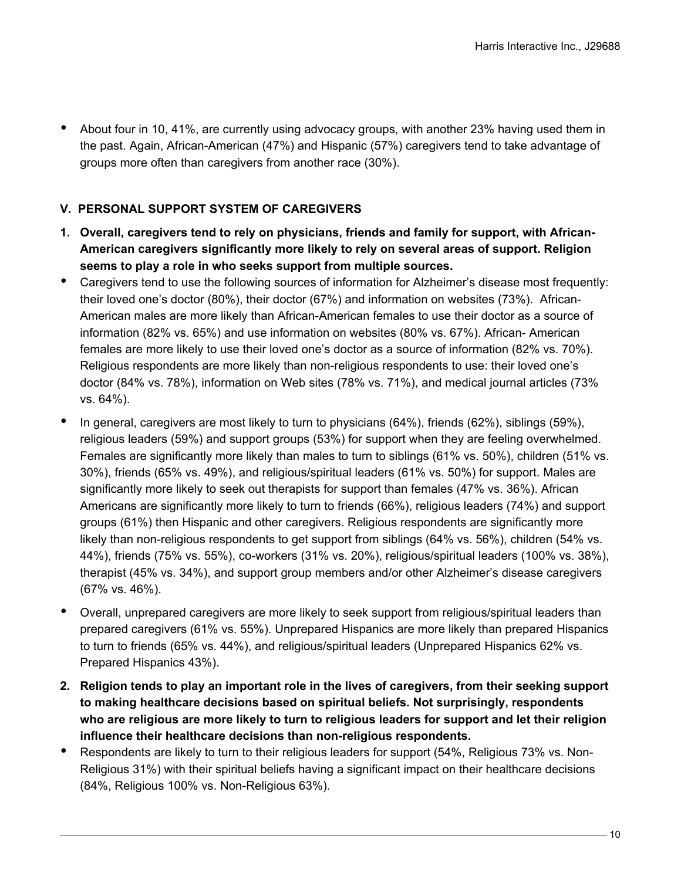- About four in 10, 41%, are currently using advocacy groups, with another 23% having used them in the past. Again, African-American (47%) and Hispanic (57%) caregivers tend to take advantage of groups more often than caregivers from another race (30%).

## V. PERSONAL SUPPORT SYSTEM OF CAREGIVERS

1. **Overall, caregivers tend to rely on physicians, friends and family for support, with African-American caregivers significantly more likely to rely on several areas of support. Religion seems to play a role in who seeks support from multiple sources.**

- Caregivers tend to use the following sources of information for Alzheimer's disease most frequently: their loved one's doctor (80%), their doctor (67%) and information on websites (73%). African-American males are more likely than African-American females to use their doctor as a source of information (82% vs. 65%) and use information on websites (80% vs. 67%). African- American females are more likely to use their loved one's doctor as a source of information (82% vs. 70%). Religious respondents are more likely than non-religious respondents to use: their loved one's doctor (84% vs. 78%), information on Web sites (78% vs. 71%), and medical journal articles (73% vs. 64%).
- In general, caregivers are most likely to turn to physicians (64%), friends (62%), siblings (59%), religious leaders (59%) and support groups (53%) for support when they are feeling overwhelmed. Females are significantly more likely than males to turn to siblings (61% vs. 50%), children (51% vs. 30%), friends (65% vs. 49%), and religious/spiritual leaders (61% vs. 50%) for support. Males are significantly more likely to seek out therapists for support than females (47% vs. 36%). African Americans are significantly more likely to turn to friends (66%), religious leaders (74%) and support groups (61%) then Hispanic and other caregivers. Religious respondents are significantly more likely than non-religious respondents to get support from siblings (64% vs. 56%), children (54% vs. 44%), friends (75% vs. 55%), co-workers (31% vs. 20%), religious/spiritual leaders (100% vs. 38%), therapist (45% vs. 34%), and support group members and/or other Alzheimer's disease caregivers (67% vs. 46%).
- Overall, unprepared caregivers are more likely to seek support from religious/spiritual leaders than prepared caregivers (61% vs. 55%). Unprepared Hispanics are more likely than prepared Hispanics to turn to friends (65% vs. 44%), and religious/spiritual leaders (Unprepared Hispanics 62% vs. Prepared Hispanics 43%).

2. **Religion tends to play an important role in the lives of caregivers, from their seeking support to making healthcare decisions based on spiritual beliefs. Not surprisingly, respondents who are religious are more likely to turn to religious leaders for support and let their religion influence their healthcare decisions than non-religious respondents.**

- Respondents are likely to turn to their religious leaders for support (54%, Religious 73% vs. Non-Religious 31%) with their spiritual beliefs having a significant impact on their healthcare decisions (84%, Religious 100% vs. Non-Religious 63%).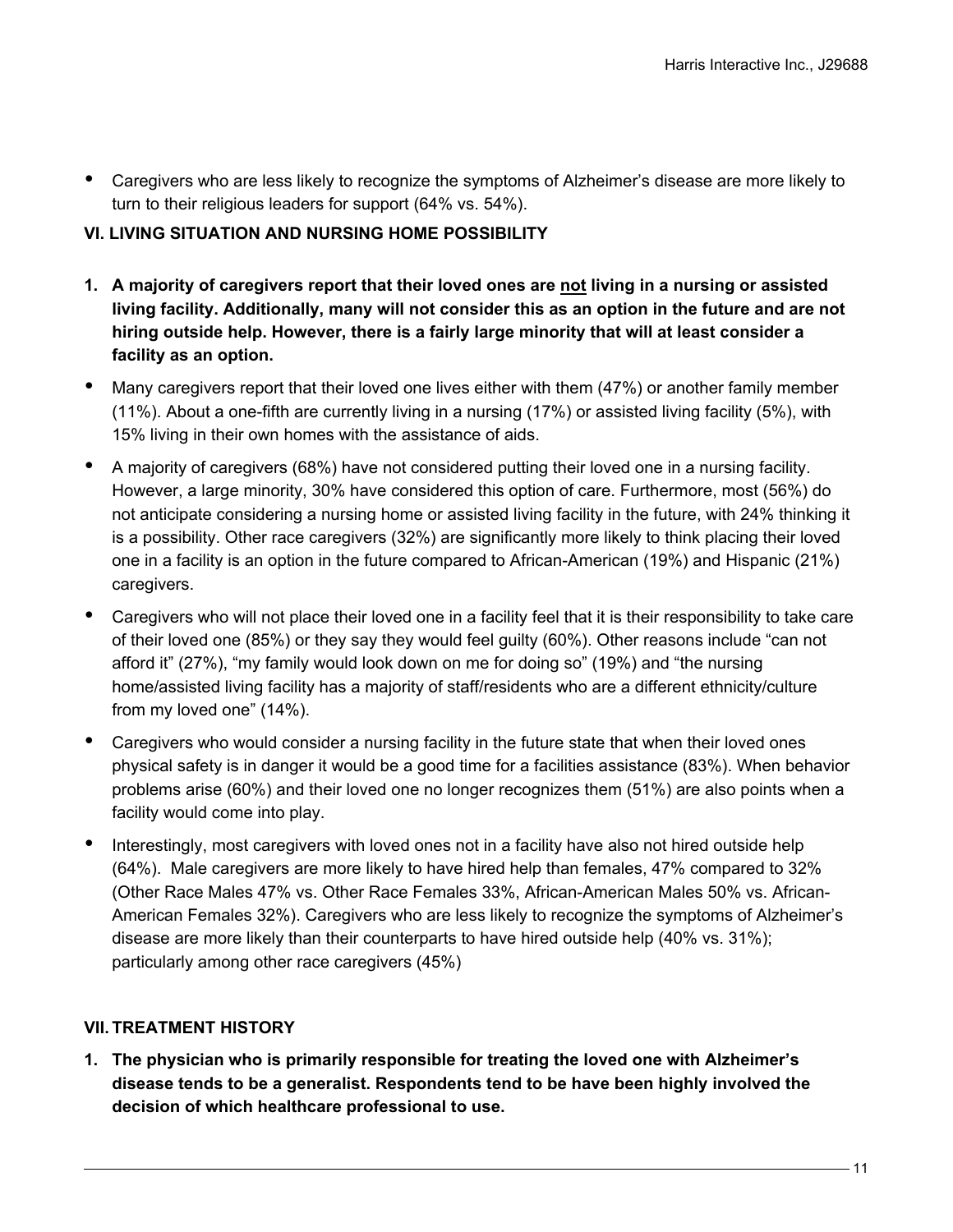- Caregivers who are less likely to recognize the symptoms of Alzheimer's disease are more likely to turn to their religious leaders for support (64% vs. 54%).

## VI. LIVING SITUATION AND NURSING HOME POSSIBILITY

1. **A majority of caregivers report that their loved ones are <u>not</u> living in a nursing or assisted living facility. Additionally, many will not consider this as an option in the future and are not hiring outside help. However, there is a fairly large minority that will at least consider a facility as an option.**

- Many caregivers report that their loved one lives either with them (47%) or another family member (11%). About a one-fifth are currently living in a nursing (17%) or assisted living facility (5%), with 15% living in their own homes with the assistance of aids.
- A majority of caregivers (68%) have not considered putting their loved one in a nursing facility. However, a large minority, 30% have considered this option of care. Furthermore, most (56%) do not anticipate considering a nursing home or assisted living facility in the future, with 24% thinking it is a possibility. Other race caregivers (32%) are significantly more likely to think placing their loved one in a facility is an option in the future compared to African-American (19%) and Hispanic (21%) caregivers.
- Caregivers who will not place their loved one in a facility feel that it is their responsibility to take care of their loved one (85%) or they say they would feel guilty (60%). Other reasons include "can not afford it" (27%), "my family would look down on me for doing so" (19%) and "the nursing home/assisted living facility has a majority of staff/residents who are a different ethnicity/culture from my loved one" (14%).
- Caregivers who would consider a nursing facility in the future state that when their loved ones physical safety is in danger it would be a good time for a facilities assistance (83%). When behavior problems arise (60%) and their loved one no longer recognizes them (51%) are also points when a facility would come into play.
- Interestingly, most caregivers with loved ones not in a facility have also not hired outside help (64%). Male caregivers are more likely to have hired help than females, 47% compared to 32% (Other Race Males 47% vs. Other Race Females 33%, African-American Males 50% vs. African-American Females 32%). Caregivers who are less likely to recognize the symptoms of Alzheimer's disease are more likely than their counterparts to have hired outside help (40% vs. 31%); particularly among other race caregivers (45%)

## VII. TREATMENT HISTORY

1. **The physician who is primarily responsible for treating the loved one with Alzheimer's disease tends to be a generalist. Respondents tend to be have been highly involved the decision of which healthcare professional to use.**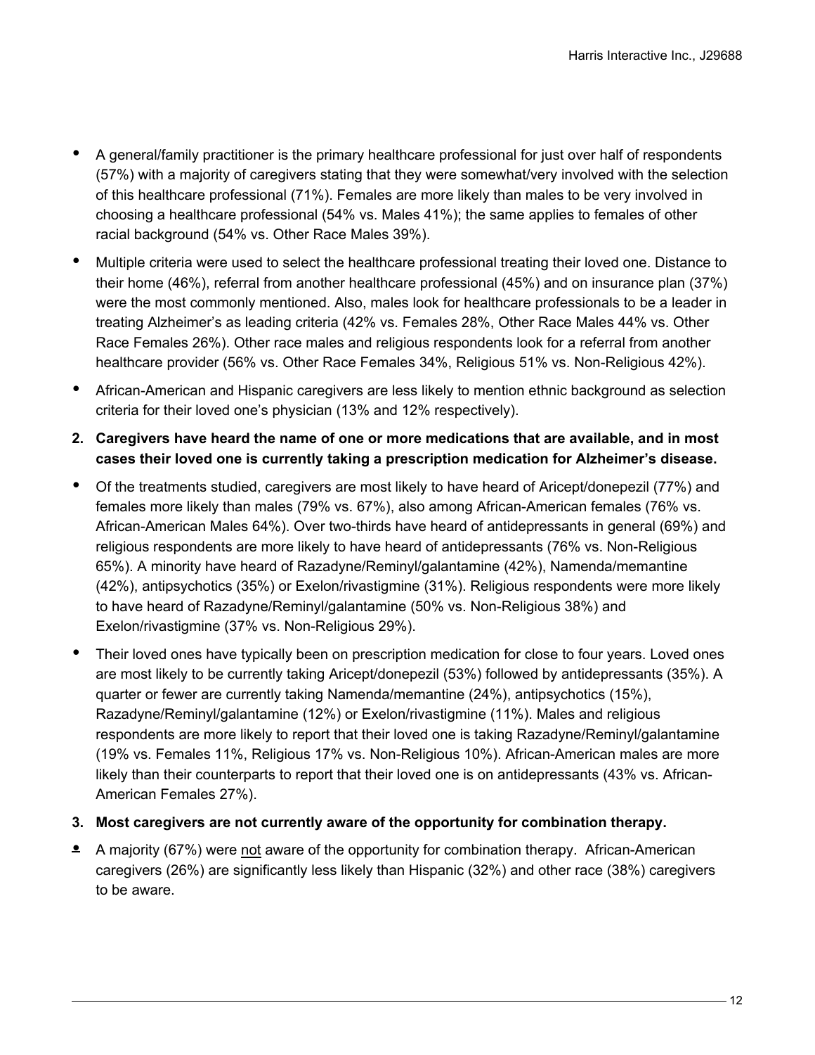- A general/family practitioner is the primary healthcare professional for just over half of respondents (57%) with a majority of caregivers stating that they were somewhat/very involved with the selection of this healthcare professional (71%). Females are more likely than males to be very involved in choosing a healthcare professional (54% vs. Males 41%); the same applies to females of other racial background (54% vs. Other Race Males 39%).
- Multiple criteria were used to select the healthcare professional treating their loved one. Distance to their home (46%), referral from another healthcare professional (45%) and on insurance plan (37%) were the most commonly mentioned. Also, males look for healthcare professionals to be a leader in treating Alzheimer's as leading criteria (42% vs. Females 28%, Other Race Males 44% vs. Other Race Females 26%). Other race males and religious respondents look for a referral from another healthcare provider (56% vs. Other Race Females 34%, Religious 51% vs. Non-Religious 42%).
- African-American and Hispanic caregivers are less likely to mention ethnic background as selection criteria for their loved one's physician (13% and 12% respectively).

**2. Caregivers have heard the name of one or more medications that are available, and in most cases their loved one is currently taking a prescription medication for Alzheimer's disease.**

- Of the treatments studied, caregivers are most likely to have heard of Aricept/donepezil (77%) and females more likely than males (79% vs. 67%), also among African-American females (76% vs. African-American Males 64%). Over two-thirds have heard of antidepressants in general (69%) and religious respondents are more likely to have heard of antidepressants (76% vs. Non-Religious 65%). A minority have heard of Razadyne/Reminyl/galantamine (42%), Namenda/memantine (42%), antipsychotics (35%) or Exelon/rivastigmine (31%). Religious respondents were more likely to have heard of Razadyne/Reminyl/galantamine (50% vs. Non-Religious 38%) and Exelon/rivastigmine (37% vs. Non-Religious 29%).
- Their loved ones have typically been on prescription medication for close to four years. Loved ones are most likely to be currently taking Aricept/donepezil (53%) followed by antidepressants (35%). A quarter or fewer are currently taking Namenda/memantine (24%), antipsychotics (15%), Razadyne/Reminyl/galantamine (12%) or Exelon/rivastigmine (11%). Males and religious respondents are more likely to report that their loved one is taking Razadyne/Reminyl/galantamine (19% vs. Females 11%, Religious 17% vs. Non-Religious 10%). African-American males are more likely than their counterparts to report that their loved one is on antidepressants (43% vs. African-American Females 27%).

**3. Most caregivers are not currently aware of the opportunity for combination therapy.**

- A majority (67%) were <u>not</u> aware of the opportunity for combination therapy. African-American caregivers (26%) are significantly less likely than Hispanic (32%) and other race (38%) caregivers to be aware.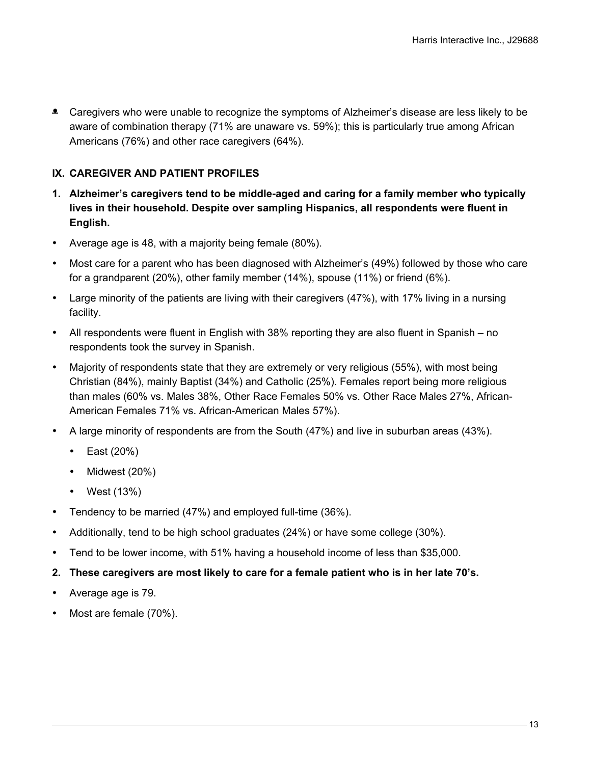- Caregivers who were unable to recognize the symptoms of Alzheimer's disease are less likely to be aware of combination therapy (71% are unaware vs. 59%); this is particularly true among African Americans (76%) and other race caregivers (64%).

## IX. CAREGIVER AND PATIENT PROFILES

**1. Alzheimer's caregivers tend to be middle-aged and caring for a family member who typically lives in their household. Despite over sampling Hispanics, all respondents were fluent in English.**

- Average age is 48, with a majority being female (80%).
- Most care for a parent who has been diagnosed with Alzheimer's (49%) followed by those who care for a grandparent (20%), other family member (14%), spouse (11%) or friend (6%).
- Large minority of the patients are living with their caregivers (47%), with 17% living in a nursing facility.
- All respondents were fluent in English with 38% reporting they are also fluent in Spanish – no respondents took the survey in Spanish.
- Majority of respondents state that they are extremely or very religious (55%), with most being Christian (84%), mainly Baptist (34%) and Catholic (25%). Females report being more religious than males (60% vs. Males 38%, Other Race Females 50% vs. Other Race Males 27%, African-American Females 71% vs. African-American Males 57%).
- A large minority of respondents are from the South (47%) and live in suburban areas (43%).
  - East (20%)
  - Midwest (20%)
  - West (13%)
- Tendency to be married (47%) and employed full-time (36%).
- Additionally, tend to be high school graduates (24%) or have some college (30%).
- Tend to be lower income, with 51% having a household income of less than $35,000.

**2. These caregivers are most likely to care for a female patient who is in her late 70's.**

- Average age is 79.
- Most are female (70%).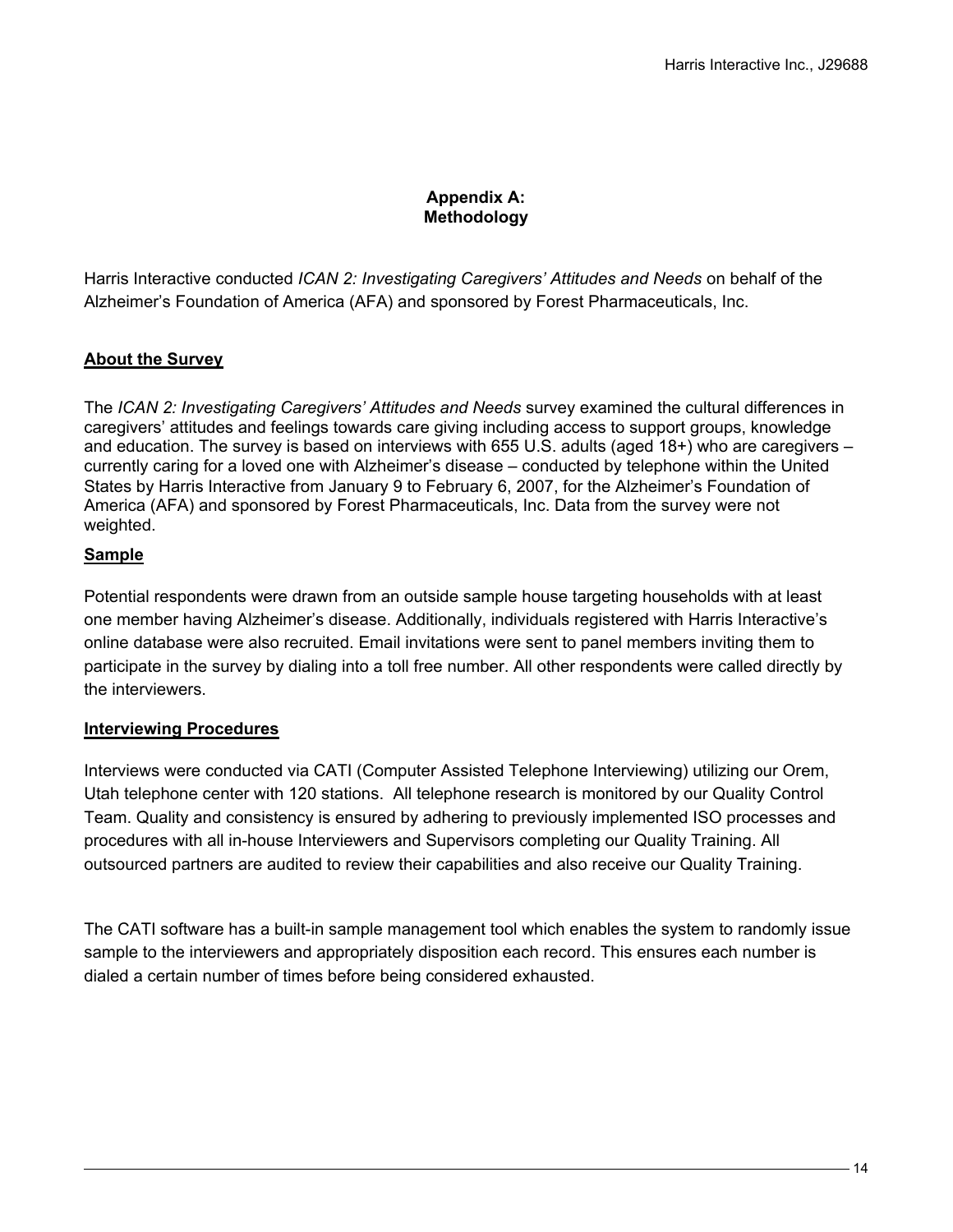# Appendix A: Methodology

Harris Interactive conducted *ICAN 2: Investigating Caregivers' Attitudes and Needs* on behalf of the Alzheimer's Foundation of America (AFA) and sponsored by Forest Pharmaceuticals, Inc.

**About the Survey**

The *ICAN 2: Investigating Caregivers' Attitudes and Needs* survey examined the cultural differences in caregivers' attitudes and feelings towards care giving including access to support groups, knowledge and education. The survey is based on interviews with 655 U.S. adults (aged 18+) who are caregivers – currently caring for a loved one with Alzheimer's disease – conducted by telephone within the United States by Harris Interactive from January 9 to February 6, 2007, for the Alzheimer's Foundation of America (AFA) and sponsored by Forest Pharmaceuticals, Inc. Data from the survey were not weighted.

**Sample**

Potential respondents were drawn from an outside sample house targeting households with at least one member having Alzheimer's disease. Additionally, individuals registered with Harris Interactive's online database were also recruited. Email invitations were sent to panel members inviting them to participate in the survey by dialing into a toll free number. All other respondents were called directly by the interviewers.

**Interviewing Procedures**

Interviews were conducted via CATI (Computer Assisted Telephone Interviewing) utilizing our Orem, Utah telephone center with 120 stations. All telephone research is monitored by our Quality Control Team. Quality and consistency is ensured by adhering to previously implemented ISO processes and procedures with all in-house Interviewers and Supervisors completing our Quality Training. All outsourced partners are audited to review their capabilities and also receive our Quality Training.

The CATI software has a built-in sample management tool which enables the system to randomly issue sample to the interviewers and appropriately disposition each record. This ensures each number is dialed a certain number of times before being considered exhausted.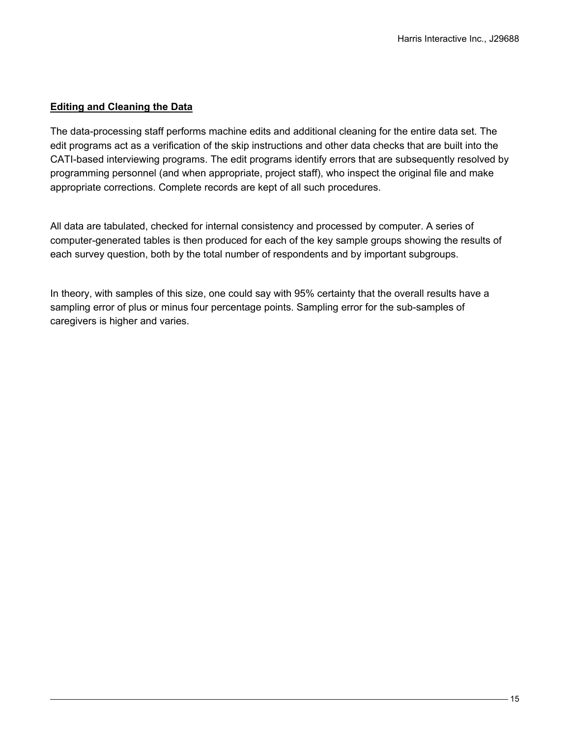## Editing and Cleaning the Data

The data-processing staff performs machine edits and additional cleaning for the entire data set. The edit programs act as a verification of the skip instructions and other data checks that are built into the CATI-based interviewing programs. The edit programs identify errors that are subsequently resolved by programming personnel (and when appropriate, project staff), who inspect the original file and make appropriate corrections. Complete records are kept of all such procedures.

All data are tabulated, checked for internal consistency and processed by computer. A series of computer-generated tables is then produced for each of the key sample groups showing the results of each survey question, both by the total number of respondents and by important subgroups.

In theory, with samples of this size, one could say with 95% certainty that the overall results have a sampling error of plus or minus four percentage points. Sampling error for the sub-samples of caregivers is higher and varies.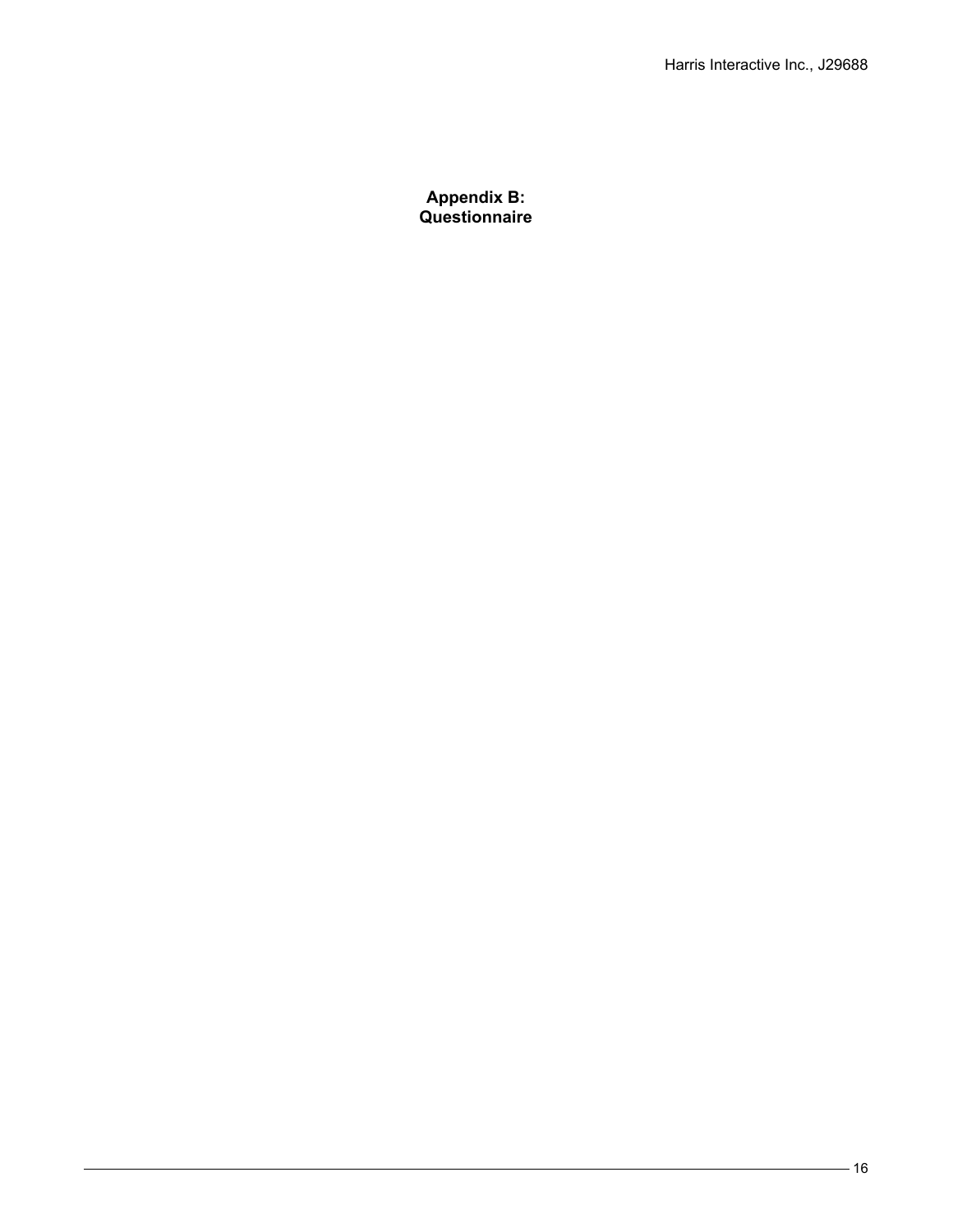# Appendix B: Questionnaire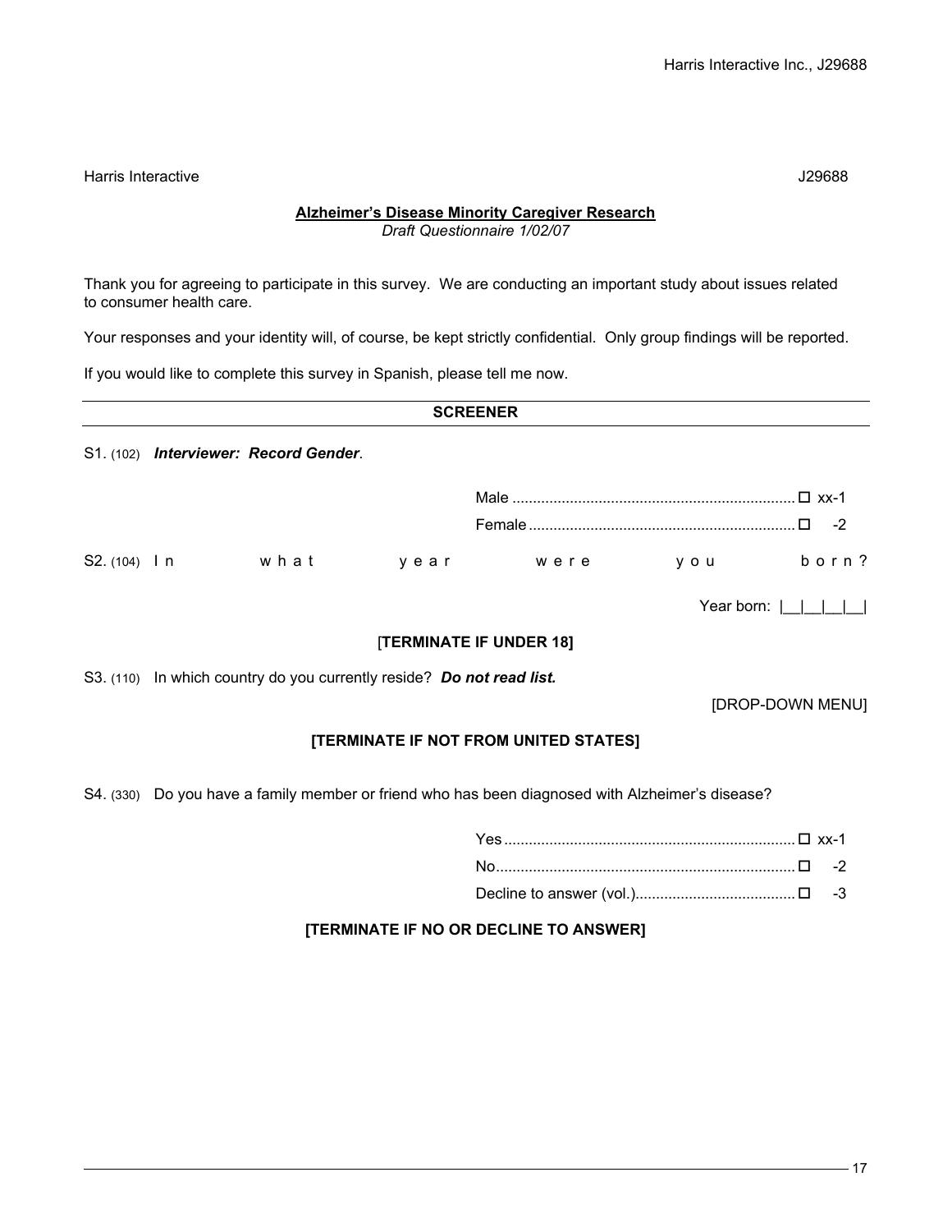Harris Interactive J29688

**Alzheimer's Disease Minority Caregiver Research**
*Draft Questionnaire 1/02/07*

Thank you for agreeing to participate in this survey. We are conducting an important study about issues related to consumer health care.

Your responses and your identity will, of course, be kept strictly confidential. Only group findings will be reported.

If you would like to complete this survey in Spanish, please tell me now.

## SCREENER

S1. (102) ***Interviewer: Record Gender***.

Male .................................................................... ☐ xx-1
Female ................................................................ ☐ -2

S2. (104) In what year were you born?

Year born: |__|__|__|__|

**[TERMINATE IF UNDER 18]**

S3. (110) In which country do you currently reside? ***Do not read list.***

[DROP-DOWN MENU]

**[TERMINATE IF NOT FROM UNITED STATES]**

S4. (330) Do you have a family member or friend who has been diagnosed with Alzheimer's disease?

Yes ...................................................................... ☐ xx-1
No ........................................................................ ☐ -2
Decline to answer (vol.) ....................................... ☐ -3

**[TERMINATE IF NO OR DECLINE TO ANSWER]**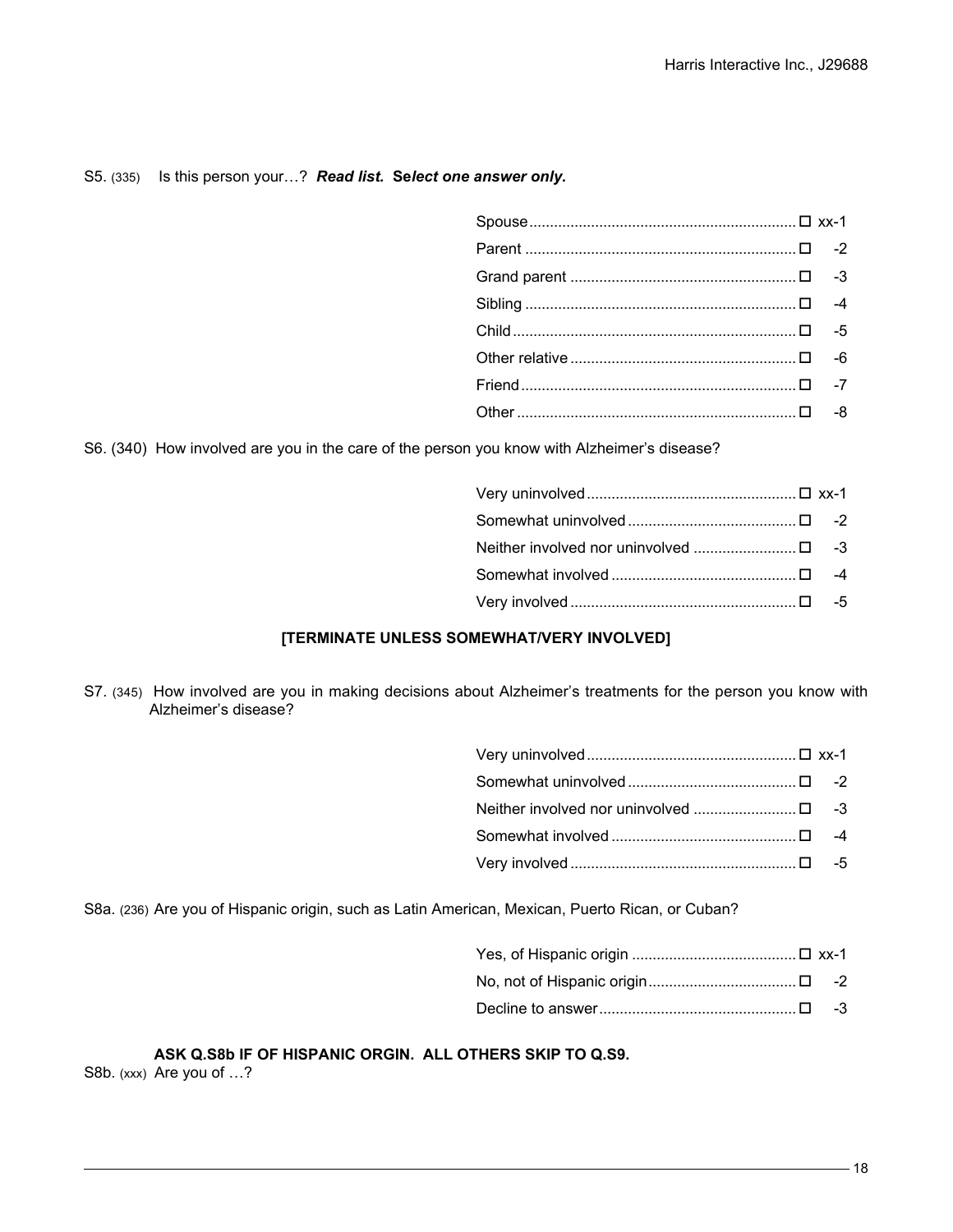S5. (335) Is this person your…? ***Read list. Select one answer only.***

| | | |
|---|---|---|
| Spouse | ☐ | xx-1 |
| Parent | ☐ | -2 |
| Grand parent | ☐ | -3 |
| Sibling | ☐ | -4 |
| Child | ☐ | -5 |
| Other relative | ☐ | -6 |
| Friend | ☐ | -7 |
| Other | ☐ | -8 |

S6. (340) How involved are you in the care of the person you know with Alzheimer's disease?

| | | |
|---|---|---|
| Very uninvolved | ☐ | xx-1 |
| Somewhat uninvolved | ☐ | -2 |
| Neither involved nor uninvolved | ☐ | -3 |
| Somewhat involved | ☐ | -4 |
| Very involved | ☐ | -5 |

**[TERMINATE UNLESS SOMEWHAT/VERY INVOLVED]**

S7. (345) How involved are you in making decisions about Alzheimer's treatments for the person you know with Alzheimer's disease?

| | | |
|---|---|---|
| Very uninvolved | ☐ | xx-1 |
| Somewhat uninvolved | ☐ | -2 |
| Neither involved nor uninvolved | ☐ | -3 |
| Somewhat involved | ☐ | -4 |
| Very involved | ☐ | -5 |

S8a. (236) Are you of Hispanic origin, such as Latin American, Mexican, Puerto Rican, or Cuban?

| | | |
|---|---|---|
| Yes, of Hispanic origin | ☐ | xx-1 |
| No, not of Hispanic origin | ☐ | -2 |
| Decline to answer | ☐ | -3 |

**ASK Q.S8b IF OF HISPANIC ORGIN. ALL OTHERS SKIP TO Q.S9.**

S8b. (xxx) Are you of …?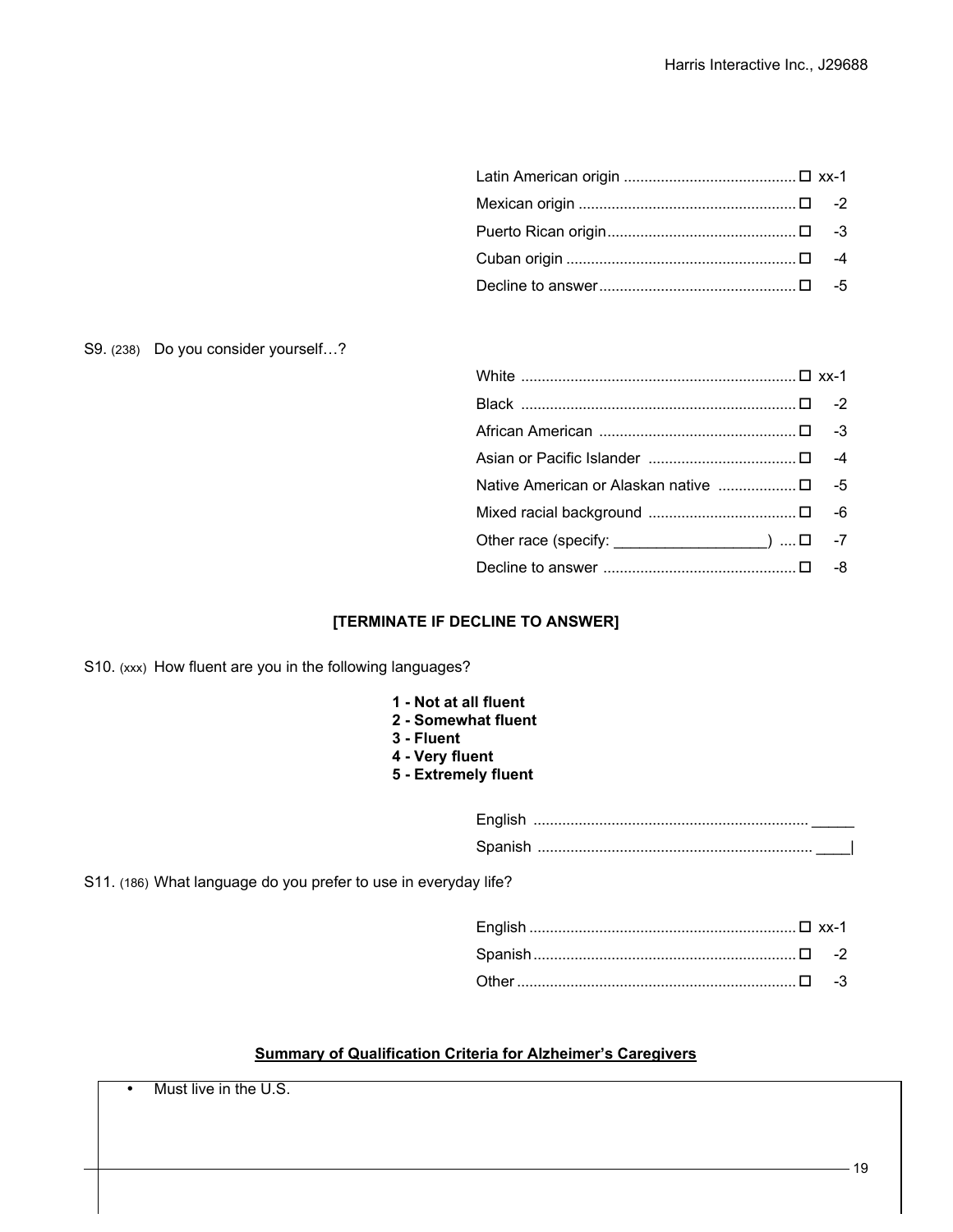| | |
|---|---|
| Latin American origin | ☐ xx-1 |
| Mexican origin | ☐ -2 |
| Puerto Rican origin | ☐ -3 |
| Cuban origin | ☐ -4 |
| Decline to answer | ☐ -5 |

S9. (238) Do you consider yourself…?

| | |
|---|---|
| White | ☐ xx-1 |
| Black | ☐ -2 |
| African American | ☐ -3 |
| Asian or Pacific Islander | ☐ -4 |
| Native American or Alaskan native | ☐ -5 |
| Mixed racial background | ☐ -6 |
| Other race (specify: __________________) | ☐ -7 |
| Decline to answer | ☐ -8 |

**[TERMINATE IF DECLINE TO ANSWER]**

S10. (xxx) How fluent are you in the following languages?

**1 - Not at all fluent**
**2 - Somewhat fluent**
**3 - Fluent**
**4 - Very fluent**
**5 - Extremely fluent**

| | |
|---|---|
| English | _____ |
| Spanish | ____\| |

S11. (186) What language do you prefer to use in everyday life?

| | |
|---|---|
| English | ☐ xx-1 |
| Spanish | ☐ -2 |
| Other | ☐ -3 |

**<u>Summary of Qualification Criteria for Alzheimer's Caregivers</u>**

- Must live in the U.S.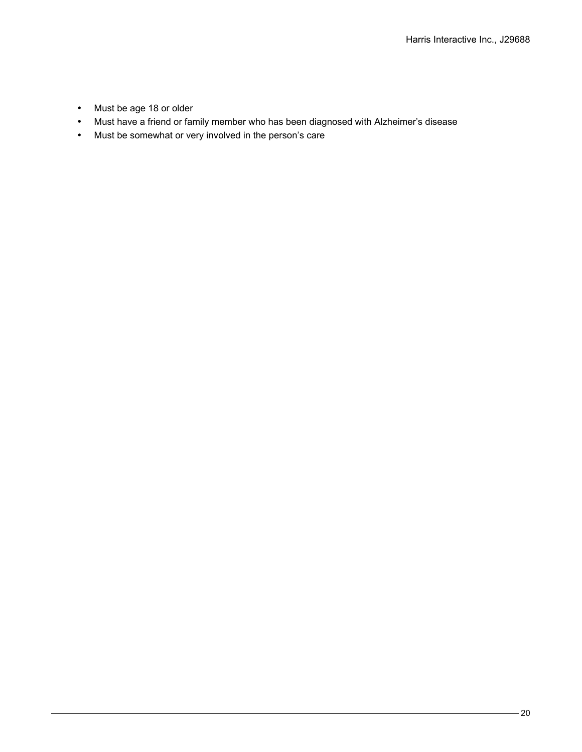- Must be age 18 or older
- Must have a friend or family member who has been diagnosed with Alzheimer's disease
- Must be somewhat or very involved in the person's care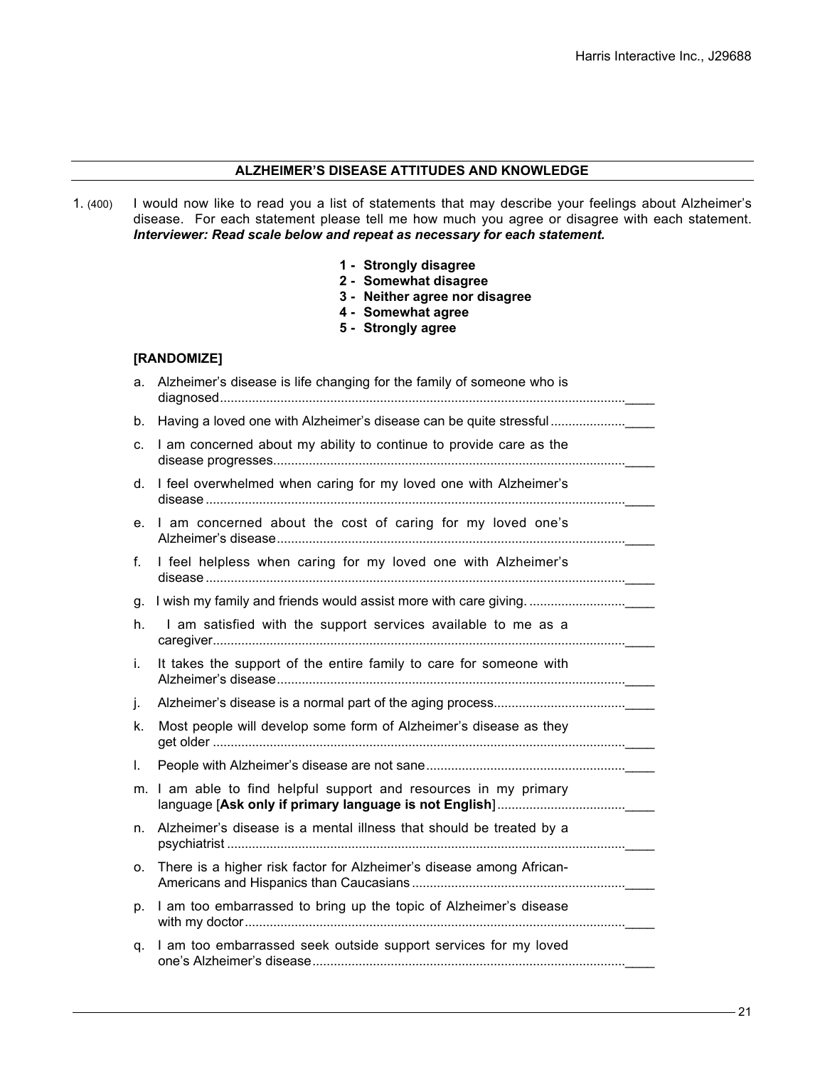## ALZHEIMER'S DISEASE ATTITUDES AND KNOWLEDGE

1. (400) I would now like to read you a list of statements that may describe your feelings about Alzheimer's disease. For each statement please tell me how much you agree or disagree with each statement. ***Interviewer: Read scale below and repeat as necessary for each statement.***

**1 - Strongly disagree**
**2 - Somewhat disagree**
**3 - Neither agree nor disagree**
**4 - Somewhat agree**
**5 - Strongly agree**

**[RANDOMIZE]**

a. Alzheimer's disease is life changing for the family of someone who is diagnosed........____

b. Having a loved one with Alzheimer's disease can be quite stressful........____

c. I am concerned about my ability to continue to provide care as the disease progresses........____

d. I feel overwhelmed when caring for my loved one with Alzheimer's disease........____

e. I am concerned about the cost of caring for my loved one's Alzheimer's disease........____

f. I feel helpless when caring for my loved one with Alzheimer's disease........____

g. I wish my family and friends would assist more with care giving. ........____

h. I am satisfied with the support services available to me as a caregiver........____

i. It takes the support of the entire family to care for someone with Alzheimer's disease........____

j. Alzheimer's disease is a normal part of the aging process........____

k. Most people will develop some form of Alzheimer's disease as they get older........____

l. People with Alzheimer's disease are not sane........____

m. I am able to find helpful support and resources in my primary language [**Ask only if primary language is not English**]........____

n. Alzheimer's disease is a mental illness that should be treated by a psychiatrist........____

o. There is a higher risk factor for Alzheimer's disease among African-Americans and Hispanics than Caucasians........____

p. I am too embarrassed to bring up the topic of Alzheimer's disease with my doctor........____

q. I am too embarrassed seek outside support services for my loved one's Alzheimer's disease........____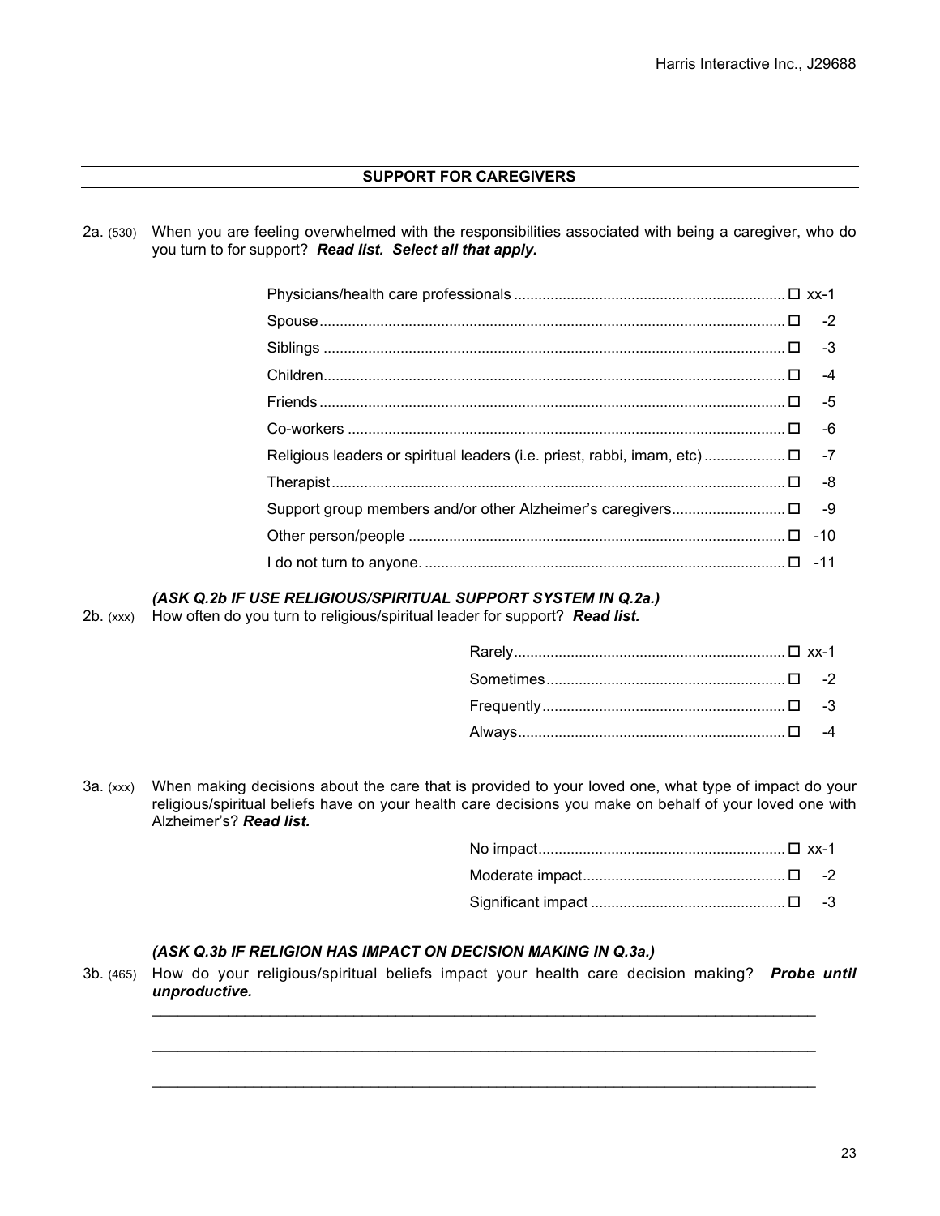## SUPPORT FOR CAREGIVERS

2a. (530) When you are feeling overwhelmed with the responsibilities associated with being a caregiver, who do you turn to for support? ***Read list. Select all that apply.***

- Physicians/health care professionals .......... ☐ xx-1
- Spouse .......... ☐ -2
- Siblings .......... ☐ -3
- Children .......... ☐ -4
- Friends .......... ☐ -5
- Co-workers .......... ☐ -6
- Religious leaders or spiritual leaders (i.e. priest, rabbi, imam, etc) .......... ☐ -7
- Therapist .......... ☐ -8
- Support group members and/or other Alzheimer's caregivers .......... ☐ -9
- Other person/people .......... ☐ -10
- I do not turn to anyone. .......... ☐ -11

***(ASK Q.2b IF USE RELIGIOUS/SPIRITUAL SUPPORT SYSTEM IN Q.2a.)***

2b. (xxx) How often do you turn to religious/spiritual leader for support? ***Read list.***

- Rarely .......... ☐ xx-1
- Sometimes .......... ☐ -2
- Frequently .......... ☐ -3
- Always .......... ☐ -4

3a. (xxx) When making decisions about the care that is provided to your loved one, what type of impact do your religious/spiritual beliefs have on your health care decisions you make on behalf of your loved one with Alzheimer's? ***Read list.***

- No impact .......... ☐ xx-1
- Moderate impact .......... ☐ -2
- Significant impact .......... ☐ -3

***(ASK Q.3b IF RELIGION HAS IMPACT ON DECISION MAKING IN Q.3a.)***

3b. (465) How do your religious/spiritual beliefs impact your health care decision making? ***Probe until unproductive.***

________________________________________________________________________________

________________________________________________________________________________

________________________________________________________________________________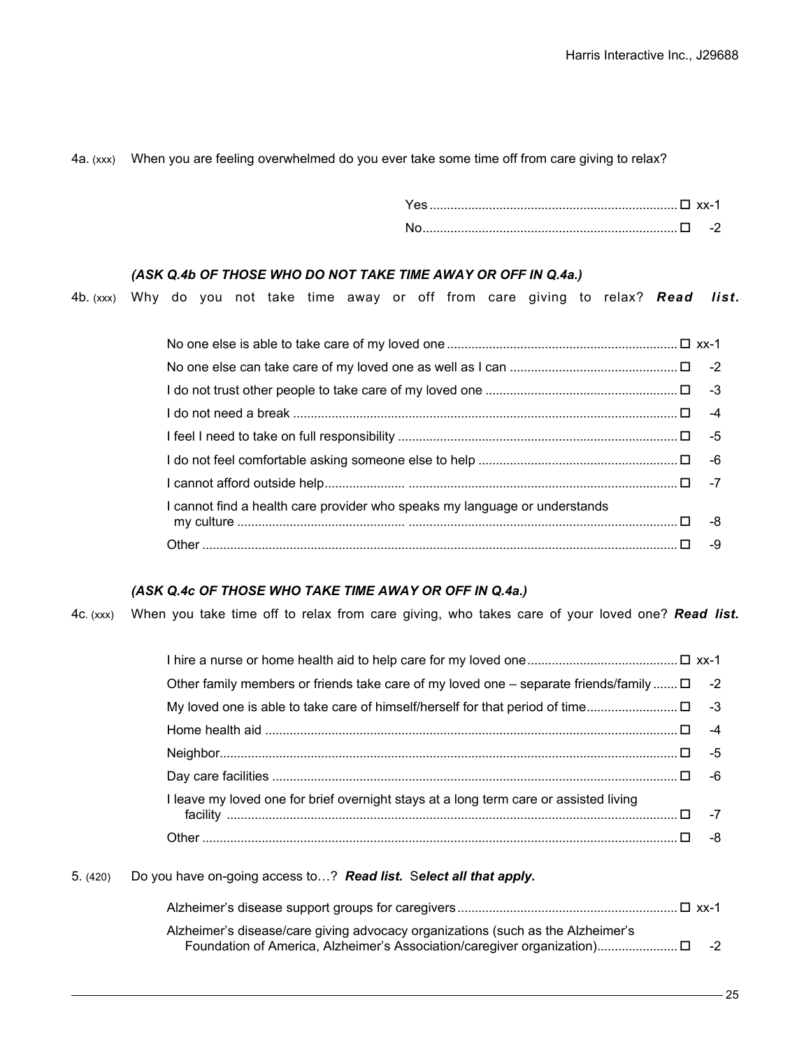4a. (xxx) When you are feeling overwhelmed do you ever take some time off from care giving to relax?

| | | |
|---|---|---|
| Yes | ☐ | xx-1 |
| No | ☐ | -2 |

***(ASK Q.4b OF THOSE WHO DO NOT TAKE TIME AWAY OR OFF IN Q.4a.)***

4b. (xxx) Why do you not take time away or off from care giving to relax? ***Read list.***

| | | |
|---|---|---|
| No one else is able to take care of my loved one | ☐ | xx-1 |
| No one else can take care of my loved one as well as I can | ☐ | -2 |
| I do not trust other people to take care of my loved one | ☐ | -3 |
| I do not need a break | ☐ | -4 |
| I feel I need to take on full responsibility | ☐ | -5 |
| I do not feel comfortable asking someone else to help | ☐ | -6 |
| I cannot afford outside help | ☐ | -7 |
| I cannot find a health care provider who speaks my language or understands my culture | ☐ | -8 |
| Other | ☐ | -9 |

***(ASK Q.4c OF THOSE WHO TAKE TIME AWAY OR OFF IN Q.4a.)***

4c. (xxx) When you take time off to relax from care giving, who takes care of your loved one? ***Read list.***

| | | |
|---|---|---|
| I hire a nurse or home health aid to help care for my loved one | ☐ | xx-1 |
| Other family members or friends take care of my loved one – separate friends/family | ☐ | -2 |
| My loved one is able to take care of himself/herself for that period of time | ☐ | -3 |
| Home health aid | ☐ | -4 |
| Neighbor | ☐ | -5 |
| Day care facilities | ☐ | -6 |
| I leave my loved one for brief overnight stays at a long term care or assisted living facility | ☐ | -7 |
| Other | ☐ | -8 |

5. (420) Do you have on-going access to…? ***Read list.*** S***elect all that apply.***

| | | |
|---|---|---|
| Alzheimer's disease support groups for caregivers | ☐ | xx-1 |
| Alzheimer's disease/care giving advocacy organizations (such as the Alzheimer's Foundation of America, Alzheimer's Association/caregiver organization) | ☐ | -2 |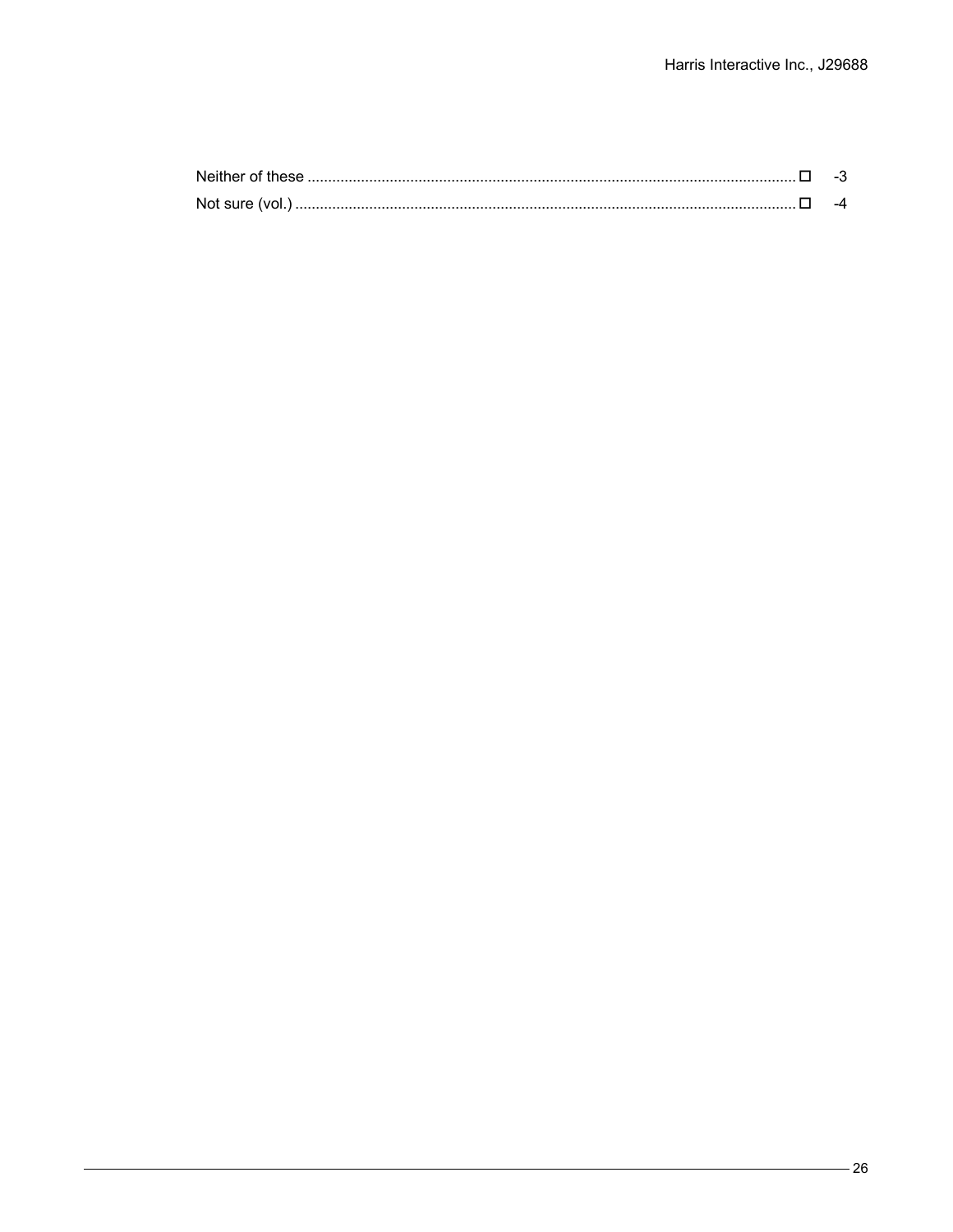Neither of these .................................................................................................................... ☐ -3

Not sure (vol.) ........................................................................................................................ ☐ -4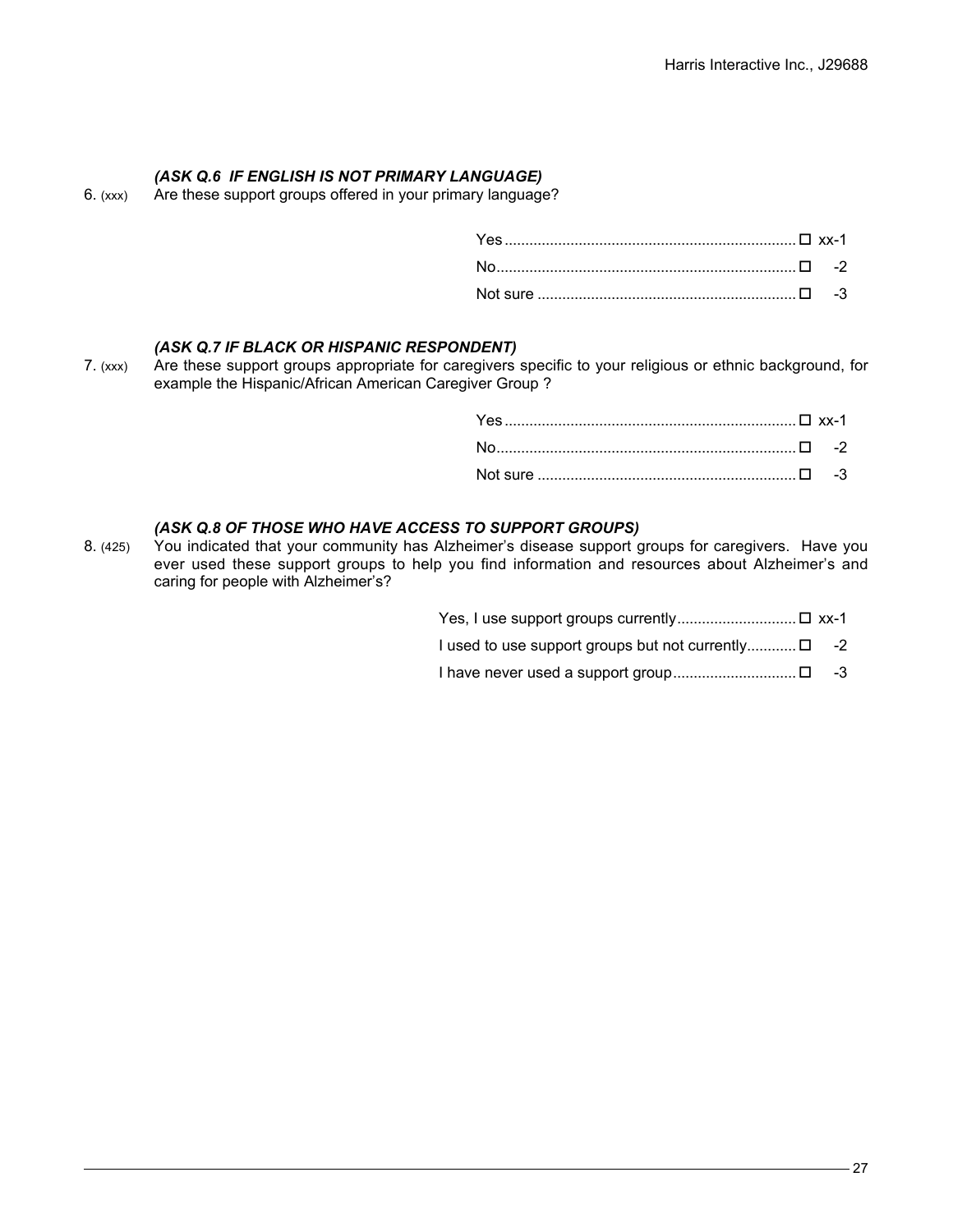***(ASK Q.6 IF ENGLISH IS NOT PRIMARY LANGUAGE)***

6. (xxx) Are these support groups offered in your primary language?

| | | |
|---|---|---|
| Yes | ☐ | xx-1 |
| No | ☐ | -2 |
| Not sure | ☐ | -3 |

***(ASK Q.7 IF BLACK OR HISPANIC RESPONDENT)***

7. (xxx) Are these support groups appropriate for caregivers specific to your religious or ethnic background, for example the Hispanic/African American Caregiver Group ?

| | | |
|---|---|---|
| Yes | ☐ | xx-1 |
| No | ☐ | -2 |
| Not sure | ☐ | -3 |

***(ASK Q.8 OF THOSE WHO HAVE ACCESS TO SUPPORT GROUPS)***

8. (425) You indicated that your community has Alzheimer's disease support groups for caregivers. Have you ever used these support groups to help you find information and resources about Alzheimer's and caring for people with Alzheimer's?

| | | |
|---|---|---|
| Yes, I use support groups currently | ☐ | xx-1 |
| I used to use support groups but not currently | ☐ | -2 |
| I have never used a support group | ☐ | -3 |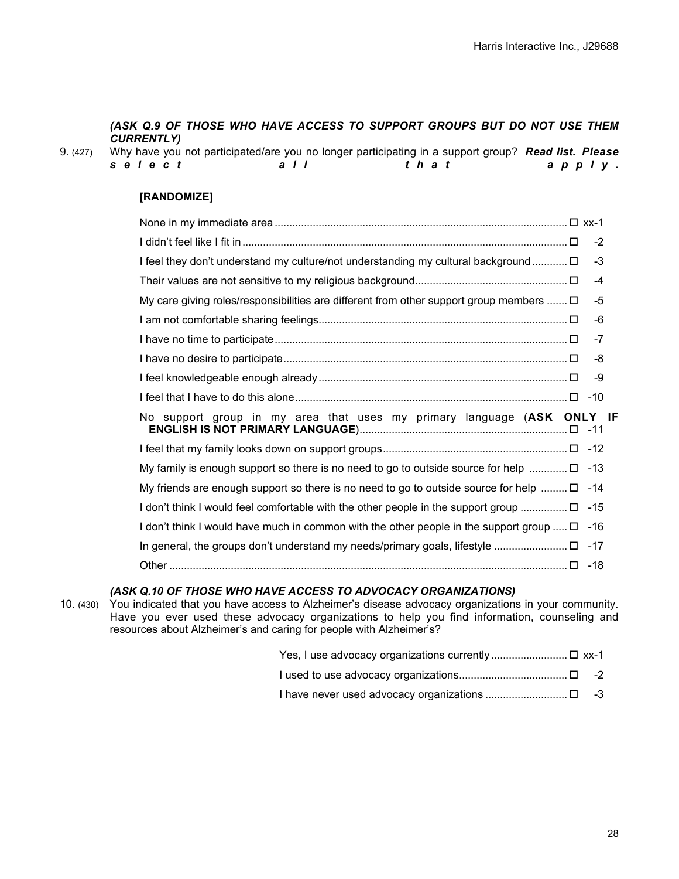*(ASK Q.9 OF THOSE WHO HAVE ACCESS TO SUPPORT GROUPS BUT DO NOT USE THEM CURRENTLY)*

9. (427) Why have you not participated/are you no longer participating in a support group? ***Read list. Please select all that apply.***

**[RANDOMIZE]**

- None in my immediate area ☐ xx-1
- I didn't feel like I fit in ☐ -2
- I feel they don't understand my culture/not understanding my cultural background ☐ -3
- Their values are not sensitive to my religious background ☐ -4
- My care giving roles/responsibilities are different from other support group members ☐ -5
- I am not comfortable sharing feelings ☐ -6
- I have no time to participate ☐ -7
- I have no desire to participate ☐ -8
- I feel knowledgeable enough already ☐ -9
- I feel that I have to do this alone ☐ -10
- No support group in my area that uses my primary language (**ASK ONLY IF ENGLISH IS NOT PRIMARY LANGUAGE**) ☐ -11
- I feel that my family looks down on support groups ☐ -12
- My family is enough support so there is no need to go to outside source for help ☐ -13
- My friends are enough support so there is no need to go to outside source for help ☐ -14
- I don't think I would feel comfortable with the other people in the support group ☐ -15
- I don't think I would have much in common with the other people in the support group ☐ -16
- In general, the groups don't understand my needs/primary goals, lifestyle ☐ -17
- Other ☐ -18

*(ASK Q.10 OF THOSE WHO HAVE ACCESS TO ADVOCACY ORGANIZATIONS)*

10. (430) You indicated that you have access to Alzheimer's disease advocacy organizations in your community. Have you ever used these advocacy organizations to help you find information, counseling and resources about Alzheimer's and caring for people with Alzheimer's?

- Yes, I use advocacy organizations currently ☐ xx-1
- I used to use advocacy organizations ☐ -2
- I have never used advocacy organizations ☐ -3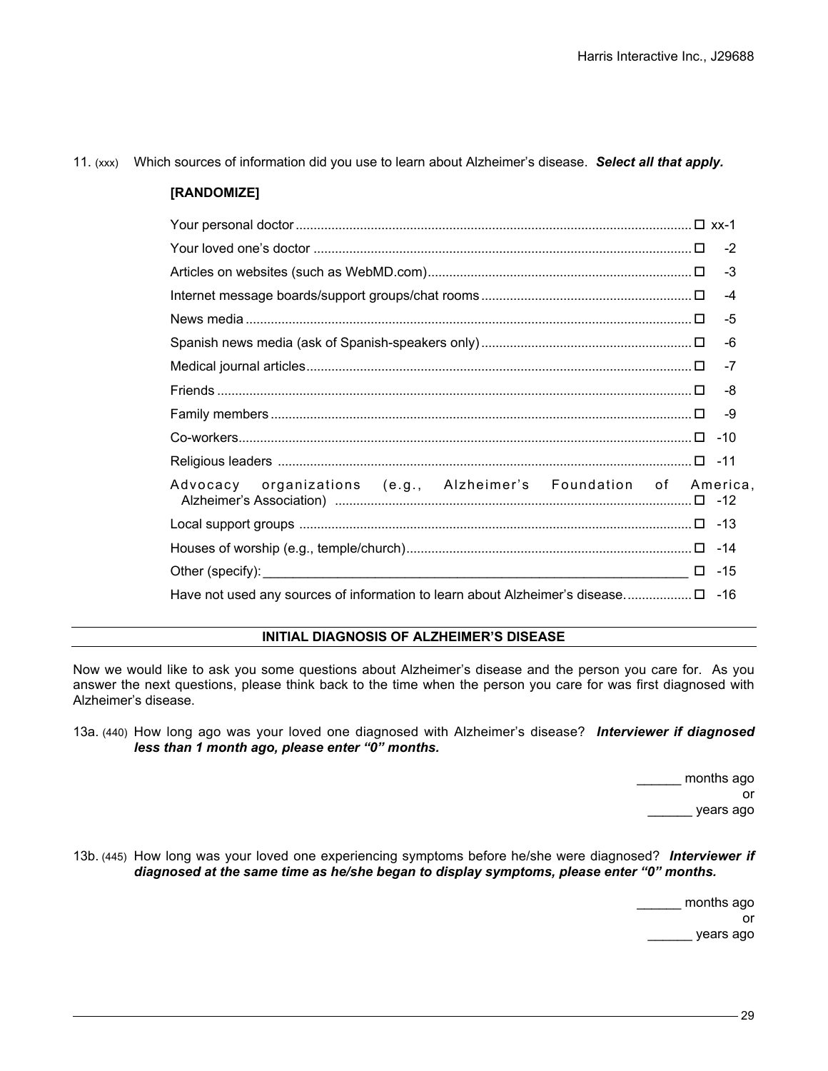11. (xxx) Which sources of information did you use to learn about Alzheimer's disease. ***Select all that apply.***

**[RANDOMIZE]**

| | | |
|---|---|---|
| Your personal doctor | ☐ | xx-1 |
| Your loved one's doctor | ☐ | -2 |
| Articles on websites (such as WebMD.com) | ☐ | -3 |
| Internet message boards/support groups/chat rooms | ☐ | -4 |
| News media | ☐ | -5 |
| Spanish news media (ask of Spanish-speakers only) | ☐ | -6 |
| Medical journal articles | ☐ | -7 |
| Friends | ☐ | -8 |
| Family members | ☐ | -9 |
| Co-workers | ☐ | -10 |
| Religious leaders | ☐ | -11 |
| Advocacy organizations (e.g., Alzheimer's Foundation of America, Alzheimer's Association) | ☐ | -12 |
| Local support groups | ☐ | -13 |
| Houses of worship (e.g., temple/church) | ☐ | -14 |
| Other (specify): ______________________________ | ☐ | -15 |
| Have not used any sources of information to learn about Alzheimer's disease. | ☐ | -16 |

## INITIAL DIAGNOSIS OF ALZHEIMER'S DISEASE

Now we would like to ask you some questions about Alzheimer's disease and the person you care for. As you answer the next questions, please think back to the time when the person you care for was first diagnosed with Alzheimer's disease.

13a. (440) How long ago was your loved one diagnosed with Alzheimer's disease? ***Interviewer if diagnosed less than 1 month ago, please enter "0" months.***

______ months ago
or
______ years ago

13b. (445) How long was your loved one experiencing symptoms before he/she were diagnosed? ***Interviewer if diagnosed at the same time as he/she began to display symptoms, please enter "0" months.***

______ months ago
or
______ years ago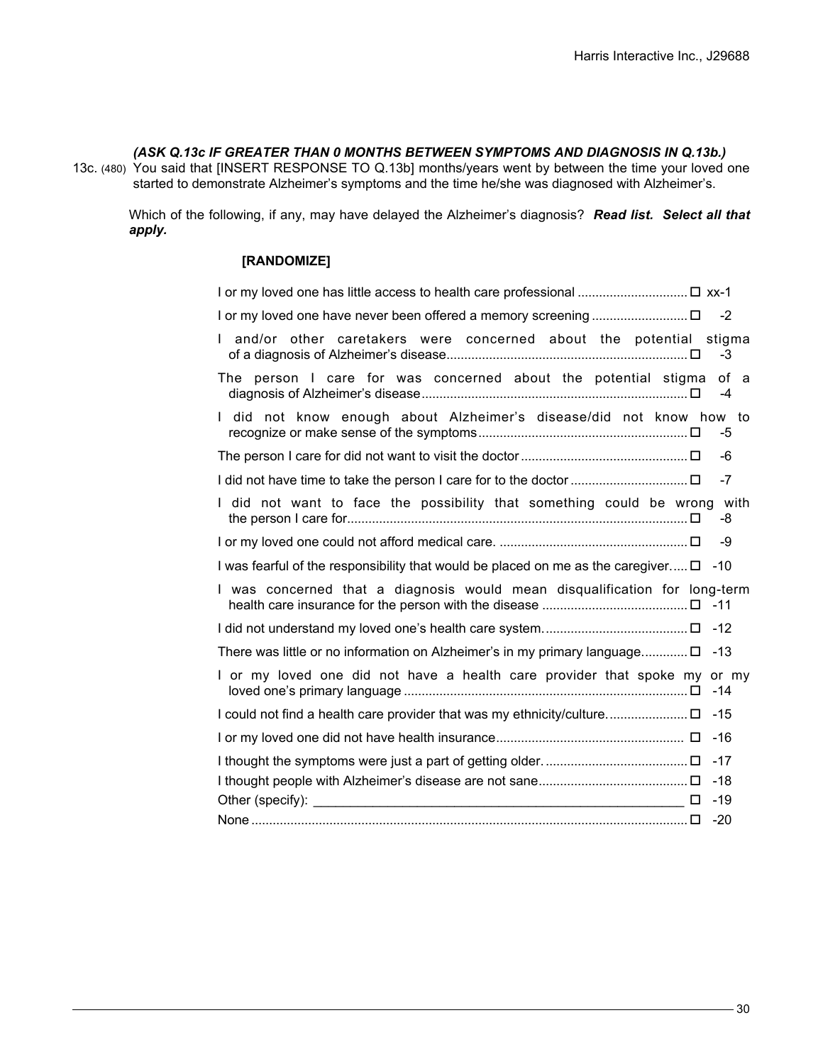***(ASK Q.13c IF GREATER THAN 0 MONTHS BETWEEN SYMPTOMS AND DIAGNOSIS IN Q.13b.)***

13c. (480) You said that [INSERT RESPONSE TO Q.13b] months/years went by between the time your loved one started to demonstrate Alzheimer's symptoms and the time he/she was diagnosed with Alzheimer's.

Which of the following, if any, may have delayed the Alzheimer's diagnosis? ***Read list. Select all that apply.***

**[RANDOMIZE]**

| Response | | Code |
|---|---|---|
| I or my loved one has little access to health care professional | ☐ | xx-1 |
| I or my loved one have never been offered a memory screening | ☐ | -2 |
| I and/or other caretakers were concerned about the potential stigma of a diagnosis of Alzheimer's disease | ☐ | -3 |
| The person I care for was concerned about the potential stigma of a diagnosis of Alzheimer's disease | ☐ | -4 |
| I did not know enough about Alzheimer's disease/did not know how to recognize or make sense of the symptoms | ☐ | -5 |
| The person I care for did not want to visit the doctor | ☐ | -6 |
| I did not have time to take the person I care for to the doctor | ☐ | -7 |
| I did not want to face the possibility that something could be wrong with the person I care for | ☐ | -8 |
| I or my loved one could not afford medical care. | ☐ | -9 |
| I was fearful of the responsibility that would be placed on me as the caregiver. | ☐ | -10 |
| I was concerned that a diagnosis would mean disqualification for long-term health care insurance for the person with the disease | ☐ | -11 |
| I did not understand my loved one's health care system. | ☐ | -12 |
| There was little or no information on Alzheimer's in my primary language. | ☐ | -13 |
| I or my loved one did not have a health care provider that spoke my or my loved one's primary language | ☐ | -14 |
| I could not find a health care provider that was my ethnicity/culture. | ☐ | -15 |
| I or my loved one did not have health insurance | ☐ | -16 |
| I thought the symptoms were just a part of getting older. | ☐ | -17 |
| I thought people with Alzheimer's disease are not sane | ☐ | -18 |
| Other (specify): ____________________ | ☐ | -19 |
| None | ☐ | -20 |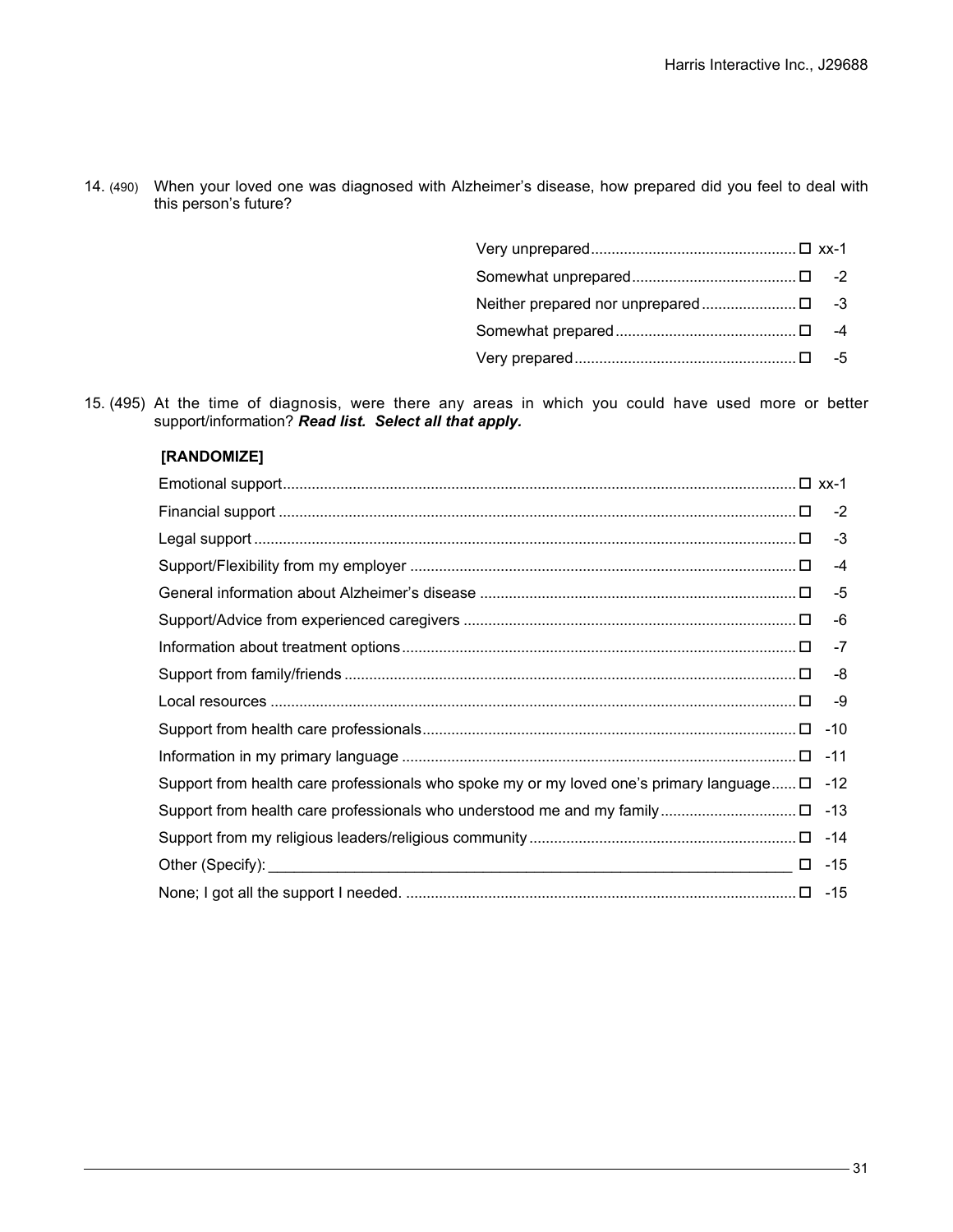14. (490) When your loved one was diagnosed with Alzheimer's disease, how prepared did you feel to deal with this person's future?

| | | |
|---|---|---|
| Very unprepared | ☐ | xx-1 |
| Somewhat unprepared | ☐ | -2 |
| Neither prepared nor unprepared | ☐ | -3 |
| Somewhat prepared | ☐ | -4 |
| Very prepared | ☐ | -5 |

15. (495) At the time of diagnosis, were there any areas in which you could have used more or better support/information? ***Read list. Select all that apply.***

**[RANDOMIZE]**

| | | |
|---|---|---|
| Emotional support | ☐ | xx-1 |
| Financial support | ☐ | -2 |
| Legal support | ☐ | -3 |
| Support/Flexibility from my employer | ☐ | -4 |
| General information about Alzheimer's disease | ☐ | -5 |
| Support/Advice from experienced caregivers | ☐ | -6 |
| Information about treatment options | ☐ | -7 |
| Support from family/friends | ☐ | -8 |
| Local resources | ☐ | -9 |
| Support from health care professionals | ☐ | -10 |
| Information in my primary language | ☐ | -11 |
| Support from health care professionals who spoke my or my loved one's primary language | ☐ | -12 |
| Support from health care professionals who understood me and my family | ☐ | -13 |
| Support from my religious leaders/religious community | ☐ | -14 |
| Other (Specify): ________________________________ | ☐ | -15 |
| None; I got all the support I needed. | ☐ | -15 |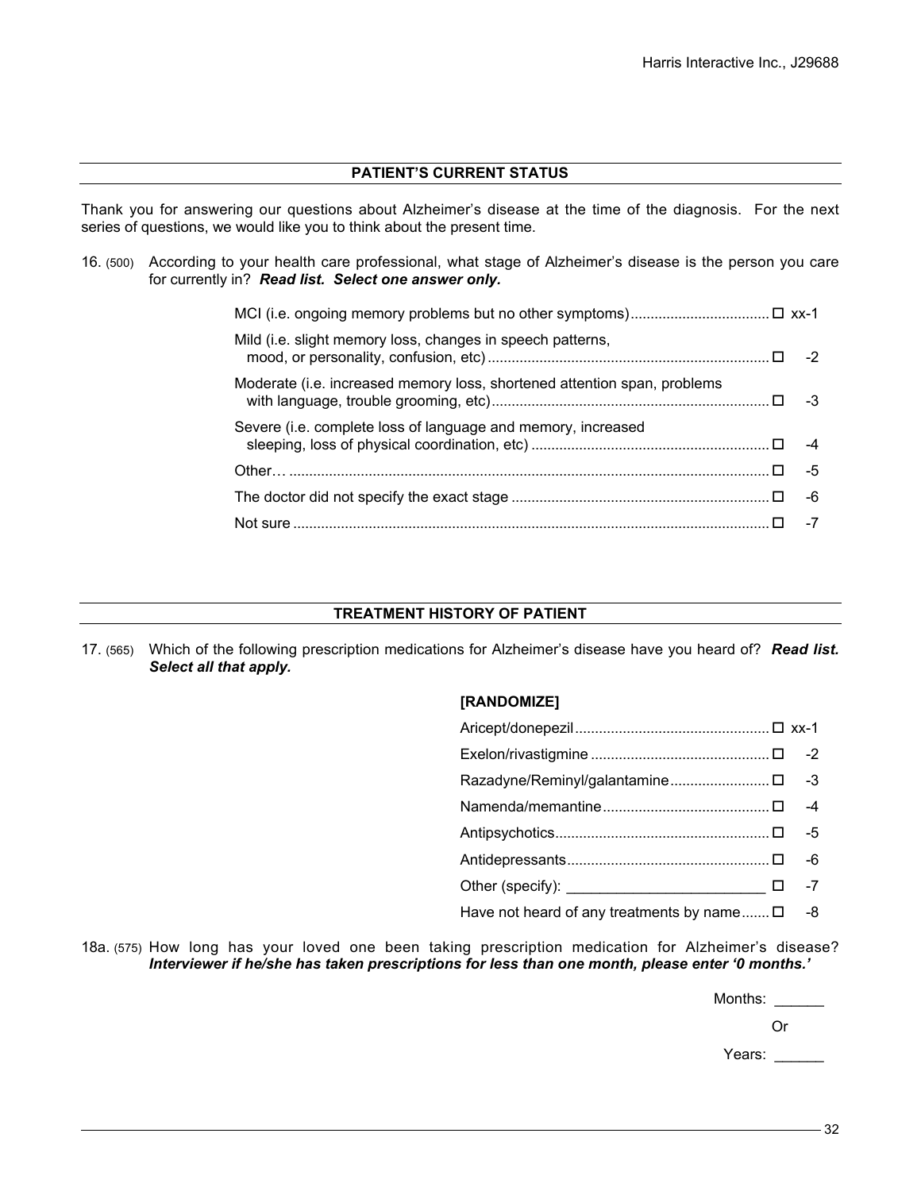## PATIENT'S CURRENT STATUS

Thank you for answering our questions about Alzheimer's disease at the time of the diagnosis. For the next series of questions, we would like you to think about the present time.

16. (500) According to your health care professional, what stage of Alzheimer's disease is the person you care for currently in? ***Read list. Select one answer only.***

| | | |
|---|---|---|
| MCI (i.e. ongoing memory problems but no other symptoms) | ☐ | xx-1 |
| Mild (i.e. slight memory loss, changes in speech patterns, mood, or personality, confusion, etc) | ☐ | -2 |
| Moderate (i.e. increased memory loss, shortened attention span, problems with language, trouble grooming, etc) | ☐ | -3 |
| Severe (i.e. complete loss of language and memory, increased sleeping, loss of physical coordination, etc) | ☐ | -4 |
| Other… | ☐ | -5 |
| The doctor did not specify the exact stage | ☐ | -6 |
| Not sure | ☐ | -7 |

## TREATMENT HISTORY OF PATIENT

17. (565) Which of the following prescription medications for Alzheimer's disease have you heard of? ***Read list. Select all that apply.***

**[RANDOMIZE]**

| | | |
|---|---|---|
| Aricept/donepezil | ☐ | xx-1 |
| Exelon/rivastigmine | ☐ | -2 |
| Razadyne/Reminyl/galantamine | ☐ | -3 |
| Namenda/memantine | ☐ | -4 |
| Antipsychotics | ☐ | -5 |
| Antidepressants | ☐ | -6 |
| Other (specify): ________________________ | ☐ | -7 |
| Have not heard of any treatments by name | ☐ | -8 |

18a. (575) How long has your loved one been taking prescription medication for Alzheimer's disease? ***Interviewer if he/she has taken prescriptions for less than one month, please enter '0 months.'***

Months: ______

Or

Years: ______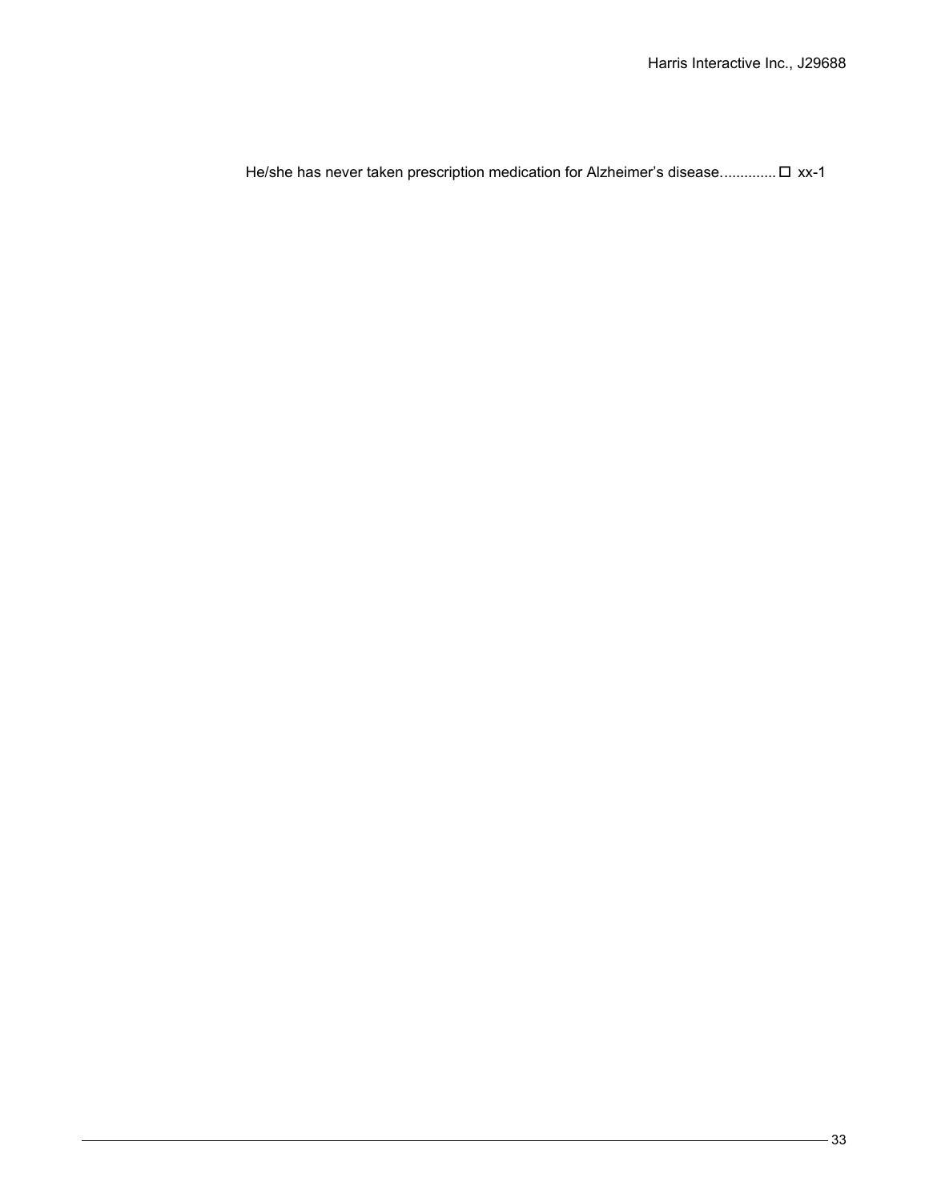He/she has never taken prescription medication for Alzheimer's disease............. ☐ xx-1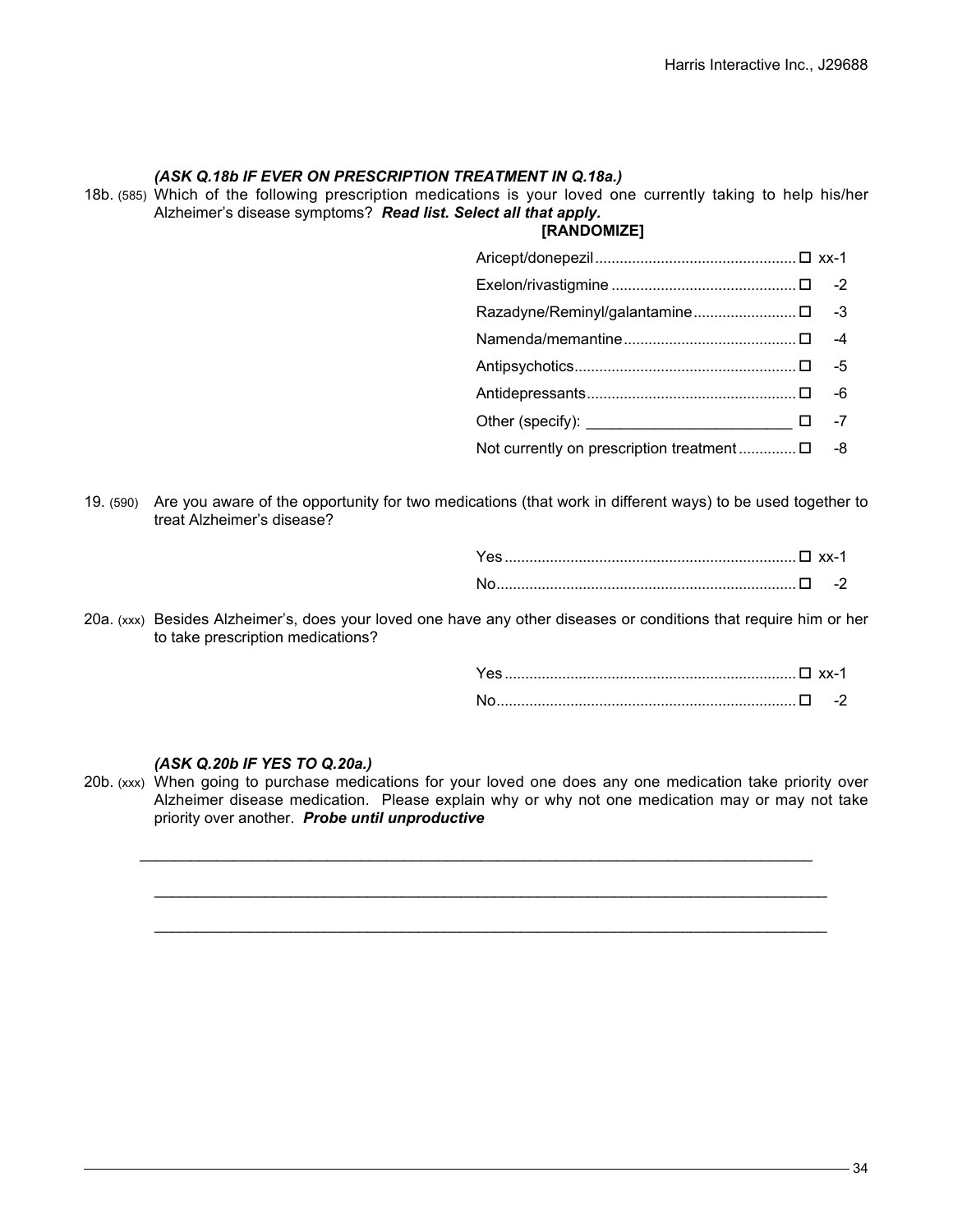***(ASK Q.18b IF EVER ON PRESCRIPTION TREATMENT IN Q.18a.)***

18b. (585) Which of the following prescription medications is your loved one currently taking to help his/her Alzheimer's disease symptoms? ***Read list. Select all that apply.***

**[RANDOMIZE]**

| | | |
|---|---|---|
| Aricept/donepezil | ☐ | xx-1 |
| Exelon/rivastigmine | ☐ | -2 |
| Razadyne/Reminyl/galantamine | ☐ | -3 |
| Namenda/memantine | ☐ | -4 |
| Antipsychotics | ☐ | -5 |
| Antidepressants | ☐ | -6 |
| Other (specify): ________________________ | ☐ | -7 |
| Not currently on prescription treatment | ☐ | -8 |

19. (590) Are you aware of the opportunity for two medications (that work in different ways) to be used together to treat Alzheimer's disease?

| | | |
|---|---|---|
| Yes | ☐ | xx-1 |
| No | ☐ | -2 |

20a. (xxx) Besides Alzheimer's, does your loved one have any other diseases or conditions that require him or her to take prescription medications?

| | | |
|---|---|---|
| Yes | ☐ | xx-1 |
| No | ☐ | -2 |

***(ASK Q.20b IF YES TO Q.20a.)***

20b. (xxx) When going to purchase medications for your loved one does any one medication take priority over Alzheimer disease medication. Please explain why or why not one medication may or may not take priority over another. ***Probe until unproductive***

_______________________________________________________________________________

_______________________________________________________________________________

_______________________________________________________________________________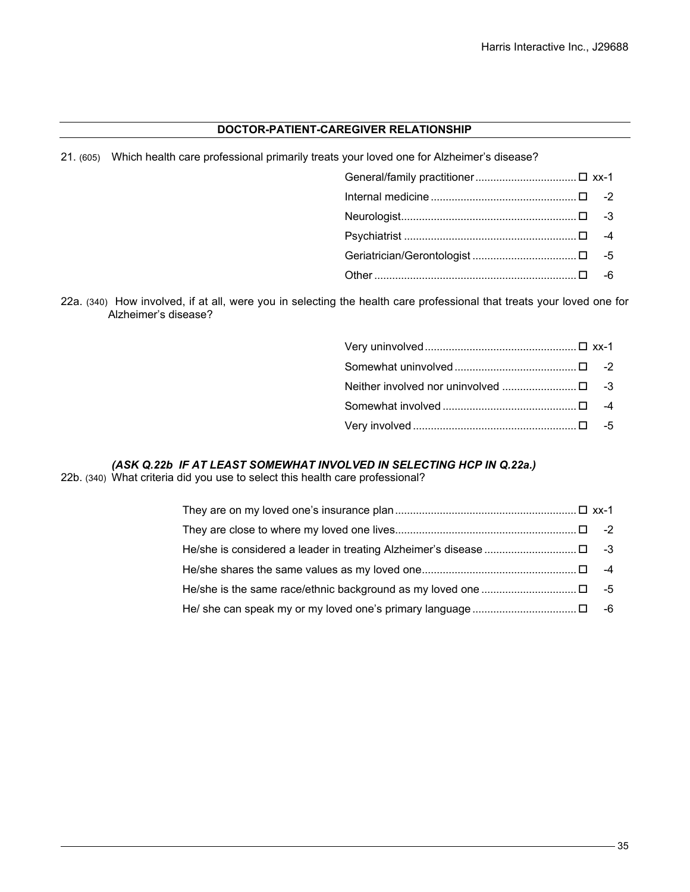## DOCTOR-PATIENT-CAREGIVER RELATIONSHIP

21. (605) Which health care professional primarily treats your loved one for Alzheimer's disease?

| | |
|---|---|
| General/family practitioner | ☐ xx-1 |
| Internal medicine | ☐ -2 |
| Neurologist | ☐ -3 |
| Psychiatrist | ☐ -4 |
| Geriatrician/Gerontologist | ☐ -5 |
| Other | ☐ -6 |

22a. (340) How involved, if at all, were you in selecting the health care professional that treats your loved one for Alzheimer's disease?

| | |
|---|---|
| Very uninvolved | ☐ xx-1 |
| Somewhat uninvolved | ☐ -2 |
| Neither involved nor uninvolved | ☐ -3 |
| Somewhat involved | ☐ -4 |
| Very involved | ☐ -5 |

***(ASK Q.22b IF AT LEAST SOMEWHAT INVOLVED IN SELECTING HCP IN Q.22a.)***

22b. (340) What criteria did you use to select this health care professional?

| | |
|---|---|
| They are on my loved one's insurance plan | ☐ xx-1 |
| They are close to where my loved one lives | ☐ -2 |
| He/she is considered a leader in treating Alzheimer's disease | ☐ -3 |
| He/she shares the same values as my loved one | ☐ -4 |
| He/she is the same race/ethnic background as my loved one | ☐ -5 |
| He/ she can speak my or my loved one's primary language | ☐ -6 |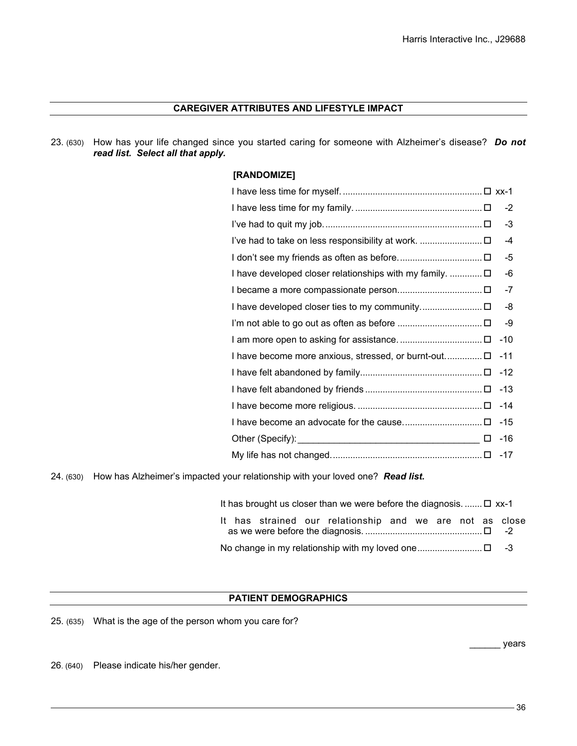## CAREGIVER ATTRIBUTES AND LIFESTYLE IMPACT

23. (630) How has your life changed since you started caring for someone with Alzheimer's disease? ***Do not read list. Select all that apply.***

**[RANDOMIZE]**

| | | |
|---|---|---|
| I have less time for myself. | ☐ | xx-1 |
| I have less time for my family. | ☐ | -2 |
| I've had to quit my job. | ☐ | -3 |
| I've had to take on less responsibility at work. | ☐ | -4 |
| I don't see my friends as often as before. | ☐ | -5 |
| I have developed closer relationships with my family. | ☐ | -6 |
| I became a more compassionate person. | ☐ | -7 |
| I have developed closer ties to my community. | ☐ | -8 |
| I'm not able to go out as often as before | ☐ | -9 |
| I am more open to asking for assistance. | ☐ | -10 |
| I have become more anxious, stressed, or burnt-out. | ☐ | -11 |
| I have felt abandoned by family | ☐ | -12 |
| I have felt abandoned by friends | ☐ | -13 |
| I have become more religious. | ☐ | -14 |
| I have become an advocate for the cause. | ☐ | -15 |
| Other (Specify): ____________________ | ☐ | -16 |
| My life has not changed. | ☐ | -17 |

24. (630) How has Alzheimer's impacted your relationship with your loved one? ***Read list.***

| | | |
|---|---|---|
| It has brought us closer than we were before the diagnosis. | ☐ | xx-1 |
| It has strained our relationship and we are not as close as we were before the diagnosis. | ☐ | -2 |
| No change in my relationship with my loved one | ☐ | -3 |

## PATIENT DEMOGRAPHICS

25. (635) What is the age of the person whom you care for?

______ years

26. (640) Please indicate his/her gender.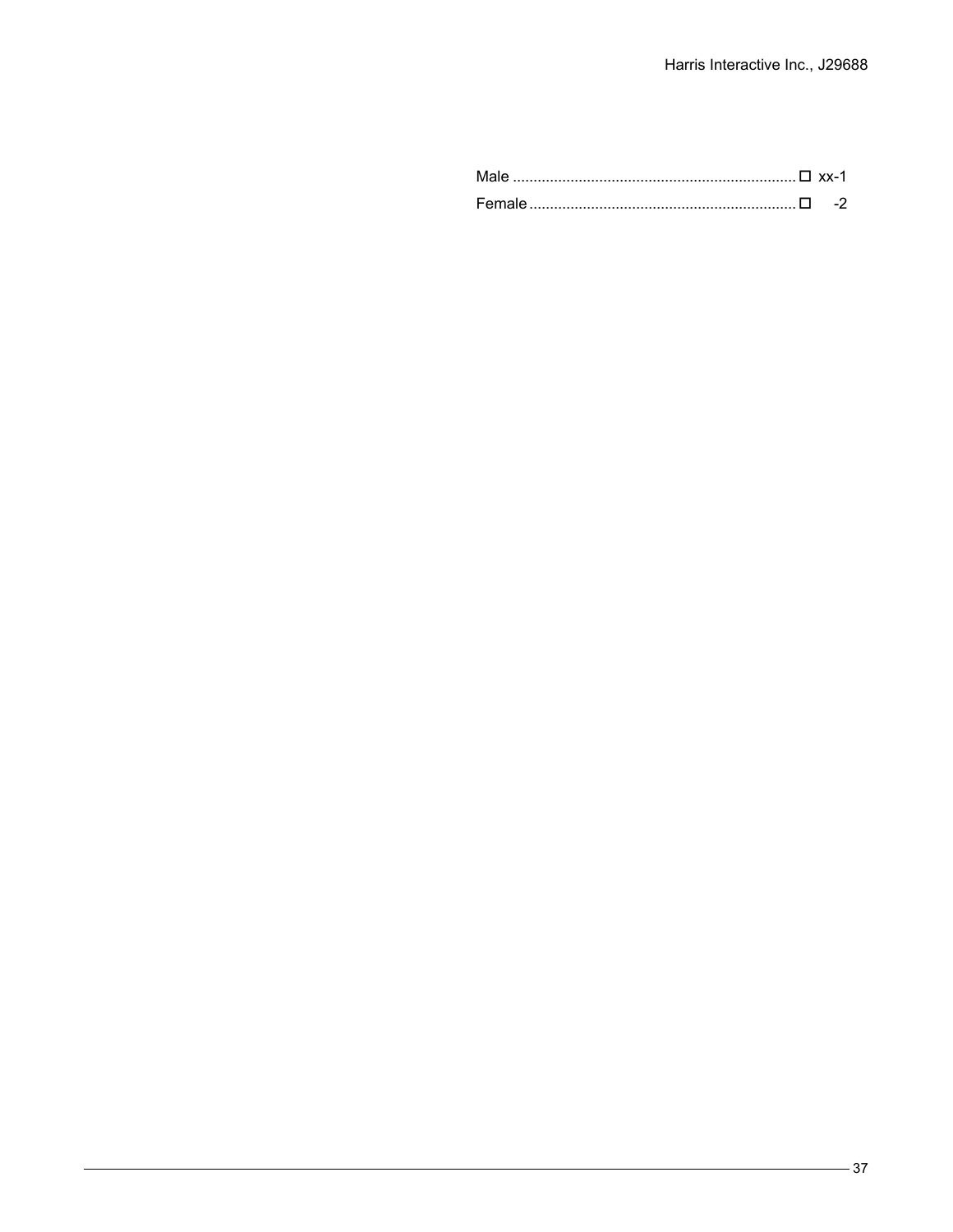Male ....................................................................... ☐ xx-1
Female ................................................................... ☐ -2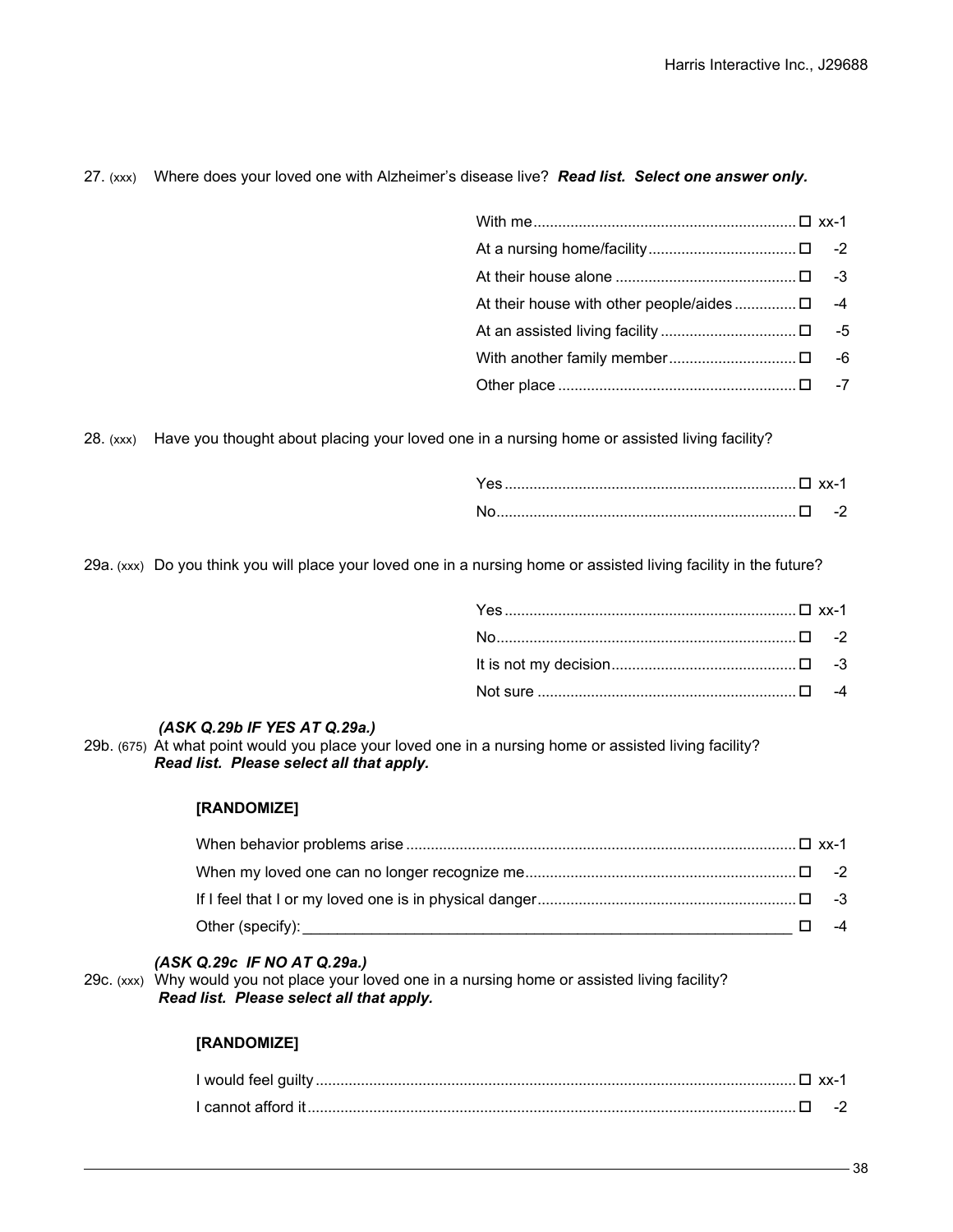27. (xxx) Where does your loved one with Alzheimer's disease live? ***Read list. Select one answer only.***

| | | |
|---|---|---|
| With me | ☐ | xx-1 |
| At a nursing home/facility | ☐ | -2 |
| At their house alone | ☐ | -3 |
| At their house with other people/aides | ☐ | -4 |
| At an assisted living facility | ☐ | -5 |
| With another family member | ☐ | -6 |
| Other place | ☐ | -7 |

28. (xxx) Have you thought about placing your loved one in a nursing home or assisted living facility?

| | | |
|---|---|---|
| Yes | ☐ | xx-1 |
| No | ☐ | -2 |

29a. (xxx) Do you think you will place your loved one in a nursing home or assisted living facility in the future?

| | | |
|---|---|---|
| Yes | ☐ | xx-1 |
| No | ☐ | -2 |
| It is not my decision | ☐ | -3 |
| Not sure | ☐ | -4 |

***(ASK Q.29b IF YES AT Q.29a.)***

29b. (675) At what point would you place your loved one in a nursing home or assisted living facility? ***Read list. Please select all that apply.***

**[RANDOMIZE]**

| | | |
|---|---|---|
| When behavior problems arise | ☐ | xx-1 |
| When my loved one can no longer recognize me | ☐ | -2 |
| If I feel that I or my loved one is in physical danger | ☐ | -3 |
| Other (specify): ____________________ | ☐ | -4 |

***(ASK Q.29c IF NO AT Q.29a.)***

29c. (xxx) Why would you not place your loved one in a nursing home or assisted living facility? ***Read list. Please select all that apply.***

**[RANDOMIZE]**

| | | |
|---|---|---|
| I would feel guilty | ☐ | xx-1 |
| I cannot afford it | ☐ | -2 |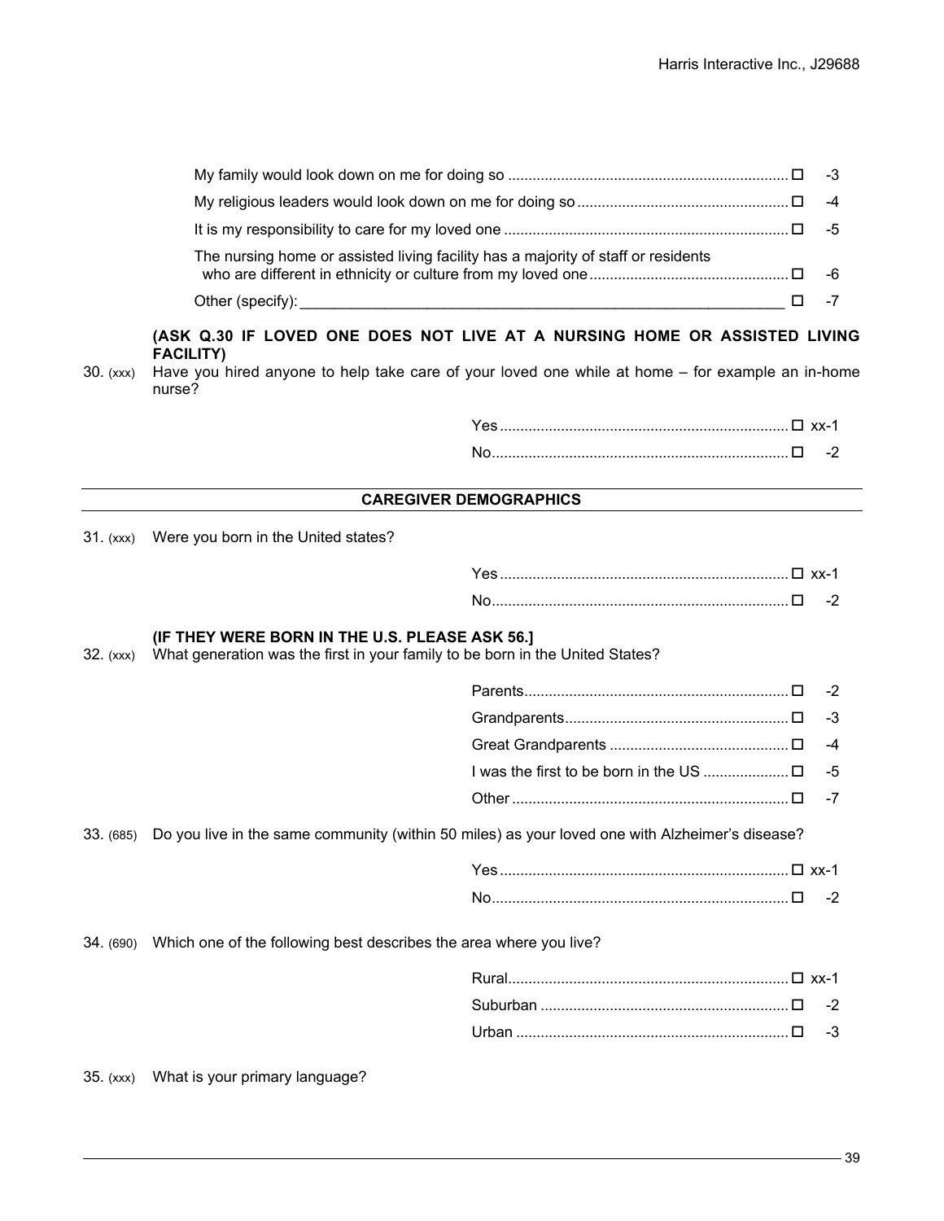My family would look down on me for doing so ☐ -3

My religious leaders would look down on me for doing so ☐ -4

It is my responsibility to care for my loved one ☐ -5

The nursing home or assisted living facility has a majority of staff or residents who are different in ethnicity or culture from my loved one ☐ -6

Other (specify): ______________________________ ☐ -7

**(ASK Q.30 IF LOVED ONE DOES NOT LIVE AT A NURSING HOME OR ASSISTED LIVING FACILITY)**

30. (xxx) Have you hired anyone to help take care of your loved one while at home – for example an in-home nurse?

Yes ☐ xx-1

No ☐ -2

## CAREGIVER DEMOGRAPHICS

31. (xxx) Were you born in the United states?

Yes ☐ xx-1

No ☐ -2

**(IF THEY WERE BORN IN THE U.S. PLEASE ASK 56.]**

32. (xxx) What generation was the first in your family to be born in the United States?

Parents ☐ -2

Grandparents ☐ -3

Great Grandparents ☐ -4

I was the first to be born in the US ☐ -5

Other ☐ -7

33. (685) Do you live in the same community (within 50 miles) as your loved one with Alzheimer's disease?

Yes ☐ xx-1

No ☐ -2

34. (690) Which one of the following best describes the area where you live?

Rural ☐ xx-1

Suburban ☐ -2

Urban ☐ -3

35. (xxx) What is your primary language?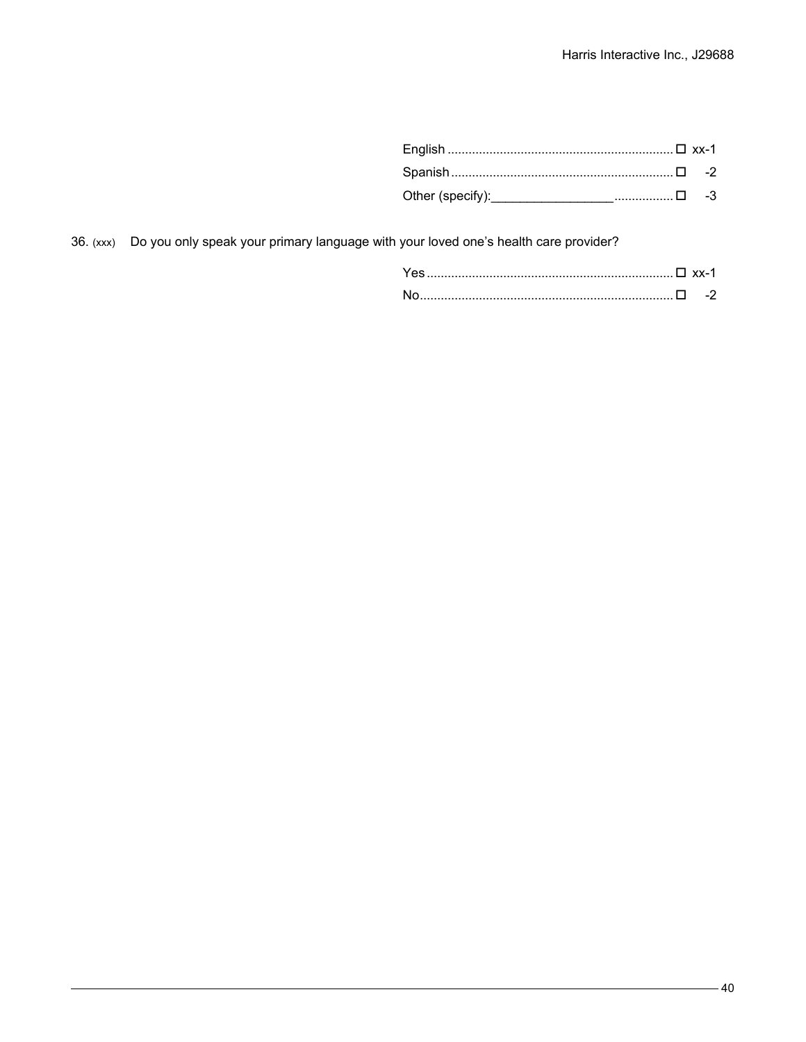English ................................................................ ☐ xx-1
Spanish ................................................................ ☐ -2
Other (specify):_________________................ ☐ -3

36. (xxx) Do you only speak your primary language with your loved one's health care provider?

Yes ...................................................................... ☐ xx-1
No........................................................................ ☐ -2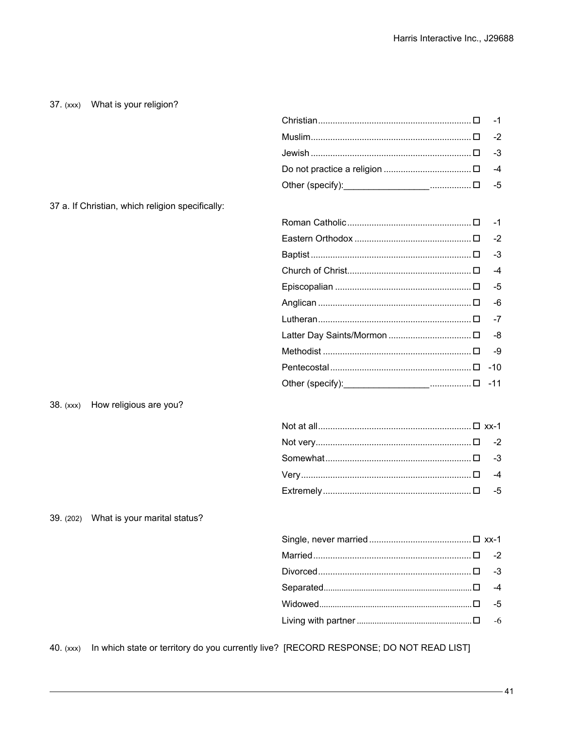37. (xxx) What is your religion?

| | |
|---|---|
| Christian | ☐ -1 |
| Muslim | ☐ -2 |
| Jewish | ☐ -3 |
| Do not practice a religion | ☐ -4 |
| Other (specify):_________________ | ☐ -5 |

37 a. If Christian, which religion specifically:

| | |
|---|---|
| Roman Catholic | ☐ -1 |
| Eastern Orthodox | ☐ -2 |
| Baptist | ☐ -3 |
| Church of Christ | ☐ -4 |
| Episcopalian | ☐ -5 |
| Anglican | ☐ -6 |
| Lutheran | ☐ -7 |
| Latter Day Saints/Mormon | ☐ -8 |
| Methodist | ☐ -9 |
| Pentecostal | ☐ -10 |
| Other (specify):_________________ | ☐ -11 |

38. (xxx) How religious are you?

| | |
|---|---|
| Not at all | ☐ xx-1 |
| Not very | ☐ -2 |
| Somewhat | ☐ -3 |
| Very | ☐ -4 |
| Extremely | ☐ -5 |

39. (202) What is your marital status?

| | |
|---|---|
| Single, never married | ☐ xx-1 |
| Married | ☐ -2 |
| Divorced | ☐ -3 |
| Separated | ☐ -4 |
| Widowed | ☐ -5 |
| Living with partner | ☐ -6 |

40. (xxx) In which state or territory do you currently live? [RECORD RESPONSE; DO NOT READ LIST]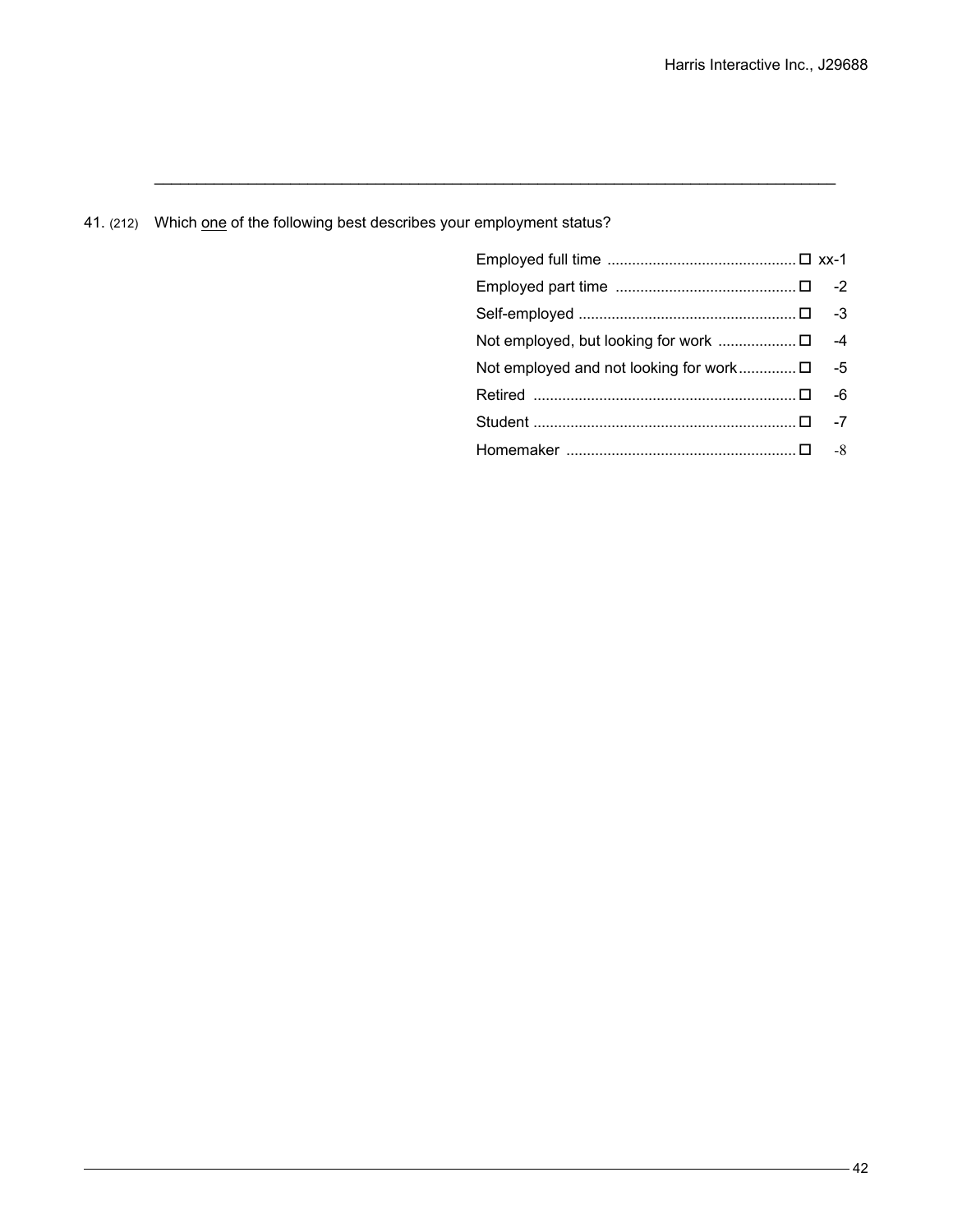41. (212) Which <u>one</u> of the following best describes your employment status?

| | | |
|---|---|---|
| Employed full time | ☐ | xx-1 |
| Employed part time | ☐ | -2 |
| Self-employed | ☐ | -3 |
| Not employed, but looking for work | ☐ | -4 |
| Not employed and not looking for work | ☐ | -5 |
| Retired | ☐ | -6 |
| Student | ☐ | -7 |
| Homemaker | ☐ | -8 |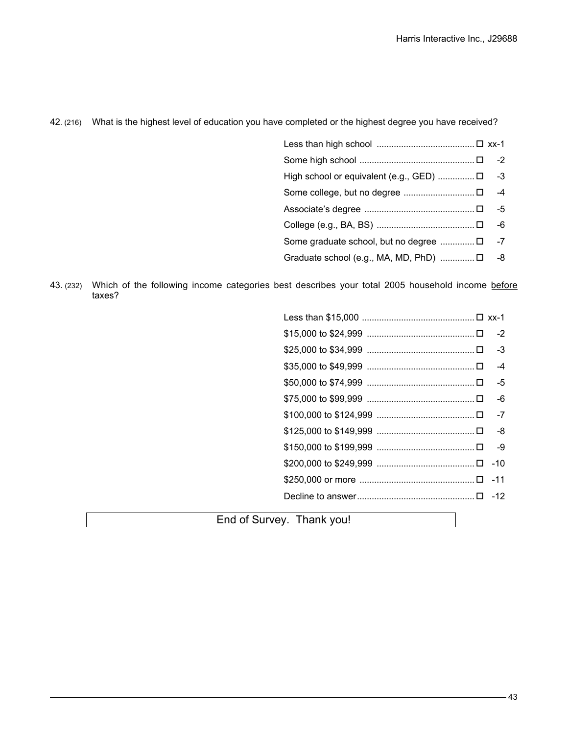42. (216) What is the highest level of education you have completed or the highest degree you have received?

| | | |
|---|---|---|
| Less than high school | ☐ | xx-1 |
| Some high school | ☐ | -2 |
| High school or equivalent (e.g., GED) | ☐ | -3 |
| Some college, but no degree | ☐ | -4 |
| Associate's degree | ☐ | -5 |
| College (e.g., BA, BS) | ☐ | -6 |
| Some graduate school, but no degree | ☐ | -7 |
| Graduate school (e.g., MA, MD, PhD) | ☐ | -8 |

43. (232) Which of the following income categories best describes your total 2005 household income before taxes?

| | | |
|---|---|---|
| Less than $15,000 | ☐ | xx-1 |
| $15,000 to $24,999 | ☐ | -2 |
| $25,000 to $34,999 | ☐ | -3 |
| $35,000 to $49,999 | ☐ | -4 |
| $50,000 to $74,999 | ☐ | -5 |
| $75,000 to $99,999 | ☐ | -6 |
| $100,000 to $124,999 | ☐ | -7 |
| $125,000 to $149,999 | ☐ | -8 |
| $150,000 to $199,999 | ☐ | -9 |
| $200,000 to $249,999 | ☐ | -10 |
| $250,000 or more | ☐ | -11 |
| Decline to answer | ☐ | -12 |

End of Survey. Thank you!